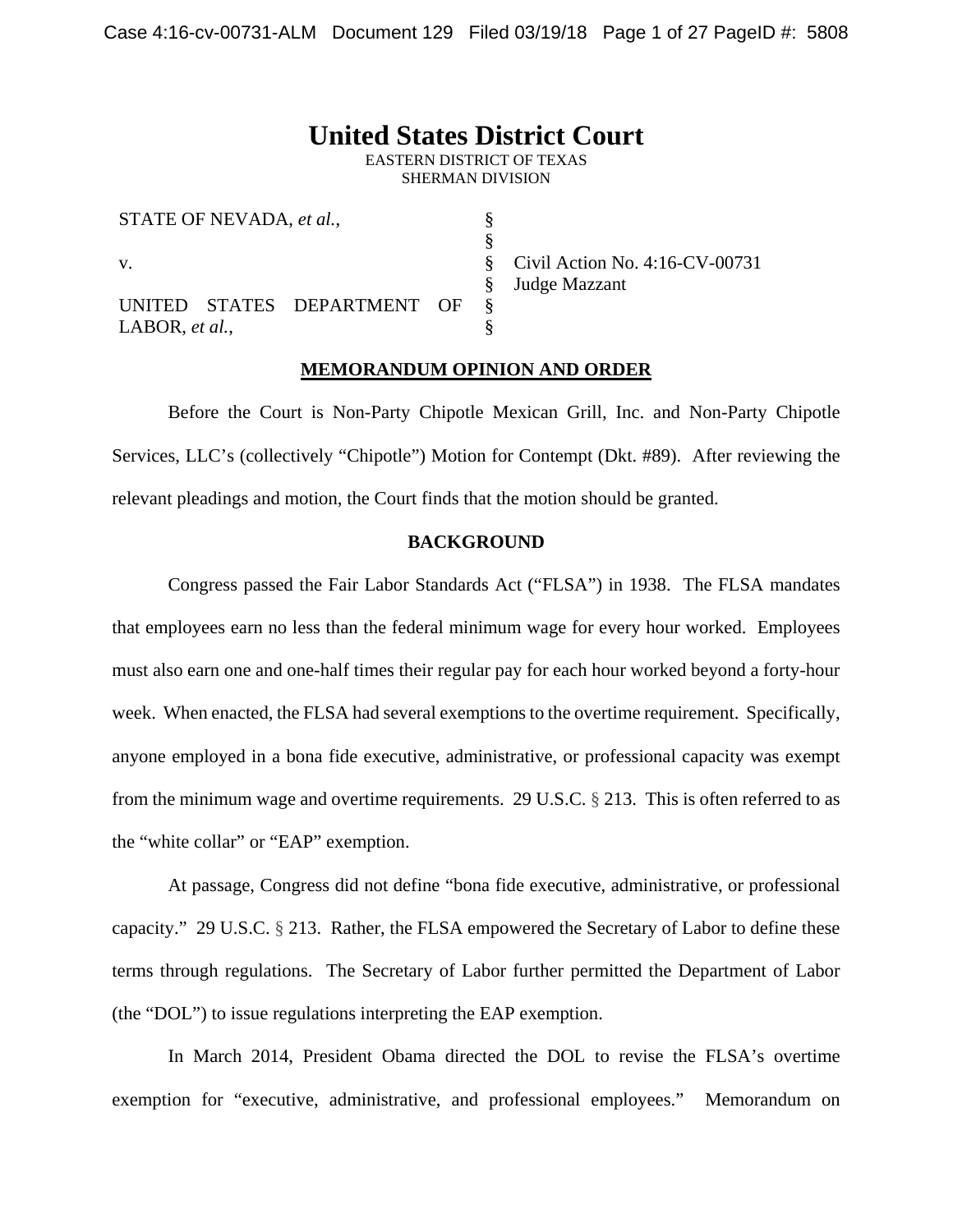# United States District Court

EASTERN DISTRICT OF TEXAS
SHERMAN DIVISION

| | | |
|---|---|---|
| STATE OF NEVADA, *et al.*, | § | |
| | § | |
| v. | § | Civil Action No. 4:16-CV-00731 |
| | § | Judge Mazzant |
| UNITED STATES DEPARTMENT OF LABOR, *et al.*, | § | |
| | § | |

**MEMORANDUM OPINION AND ORDER**

Before the Court is Non-Party Chipotle Mexican Grill, Inc. and Non-Party Chipotle Services, LLC's (collectively "Chipotle") Motion for Contempt (Dkt. #89). After reviewing the relevant pleadings and motion, the Court finds that the motion should be granted.

**BACKGROUND**

Congress passed the Fair Labor Standards Act ("FLSA") in 1938. The FLSA mandates that employees earn no less than the federal minimum wage for every hour worked. Employees must also earn one and one-half times their regular pay for each hour worked beyond a forty-hour week. When enacted, the FLSA had several exemptions to the overtime requirement. Specifically, anyone employed in a bona fide executive, administrative, or professional capacity was exempt from the minimum wage and overtime requirements. 29 U.S.C. § 213. This is often referred to as the "white collar" or "EAP" exemption.

At passage, Congress did not define "bona fide executive, administrative, or professional capacity." 29 U.S.C. § 213. Rather, the FLSA empowered the Secretary of Labor to define these terms through regulations. The Secretary of Labor further permitted the Department of Labor (the "DOL") to issue regulations interpreting the EAP exemption.

In March 2014, President Obama directed the DOL to revise the FLSA's overtime exemption for "executive, administrative, and professional employees." Memorandum on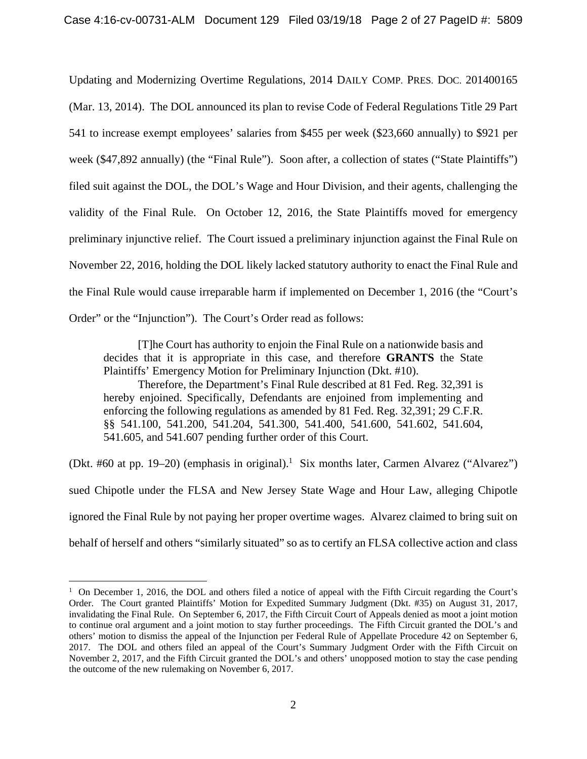Updating and Modernizing Overtime Regulations, 2014 DAILY COMP. PRES. DOC. 201400165 (Mar. 13, 2014). The DOL announced its plan to revise Code of Federal Regulations Title 29 Part 541 to increase exempt employees' salaries from $455 per week ($23,660 annually) to $921 per week ($47,892 annually) (the "Final Rule"). Soon after, a collection of states ("State Plaintiffs") filed suit against the DOL, the DOL's Wage and Hour Division, and their agents, challenging the validity of the Final Rule. On October 12, 2016, the State Plaintiffs moved for emergency preliminary injunctive relief. The Court issued a preliminary injunction against the Final Rule on November 22, 2016, holding the DOL likely lacked statutory authority to enact the Final Rule and the Final Rule would cause irreparable harm if implemented on December 1, 2016 (the "Court's Order" or the "Injunction"). The Court's Order read as follows:

> [T]he Court has authority to enjoin the Final Rule on a nationwide basis and decides that it is appropriate in this case, and therefore **GRANTS** the State Plaintiffs' Emergency Motion for Preliminary Injunction (Dkt. #10).
>
> Therefore, the Department's Final Rule described at 81 Fed. Reg. 32,391 is hereby enjoined. Specifically, Defendants are enjoined from implementing and enforcing the following regulations as amended by 81 Fed. Reg. 32,391; 29 C.F.R. §§ 541.100, 541.200, 541.204, 541.300, 541.400, 541.600, 541.602, 541.604, 541.605, and 541.607 pending further order of this Court.

(Dkt. #60 at pp. 19–20) (emphasis in original).[1] Six months later, Carmen Alvarez ("Alvarez") sued Chipotle under the FLSA and New Jersey State Wage and Hour Law, alleging Chipotle ignored the Final Rule by not paying her proper overtime wages. Alvarez claimed to bring suit on behalf of herself and others "similarly situated" so as to certify an FLSA collective action and class

---

[1] On December 1, 2016, the DOL and others filed a notice of appeal with the Fifth Circuit regarding the Court's Order. The Court granted Plaintiffs' Motion for Expedited Summary Judgment (Dkt. #35) on August 31, 2017, invalidating the Final Rule. On September 6, 2017, the Fifth Circuit Court of Appeals denied as moot a joint motion to continue oral argument and a joint motion to stay further proceedings. The Fifth Circuit granted the DOL's and others' motion to dismiss the appeal of the Injunction per Federal Rule of Appellate Procedure 42 on September 6, 2017. The DOL and others filed an appeal of the Court's Summary Judgment Order with the Fifth Circuit on November 2, 2017, and the Fifth Circuit granted the DOL's and others' unopposed motion to stay the case pending the outcome of the new rulemaking on November 6, 2017.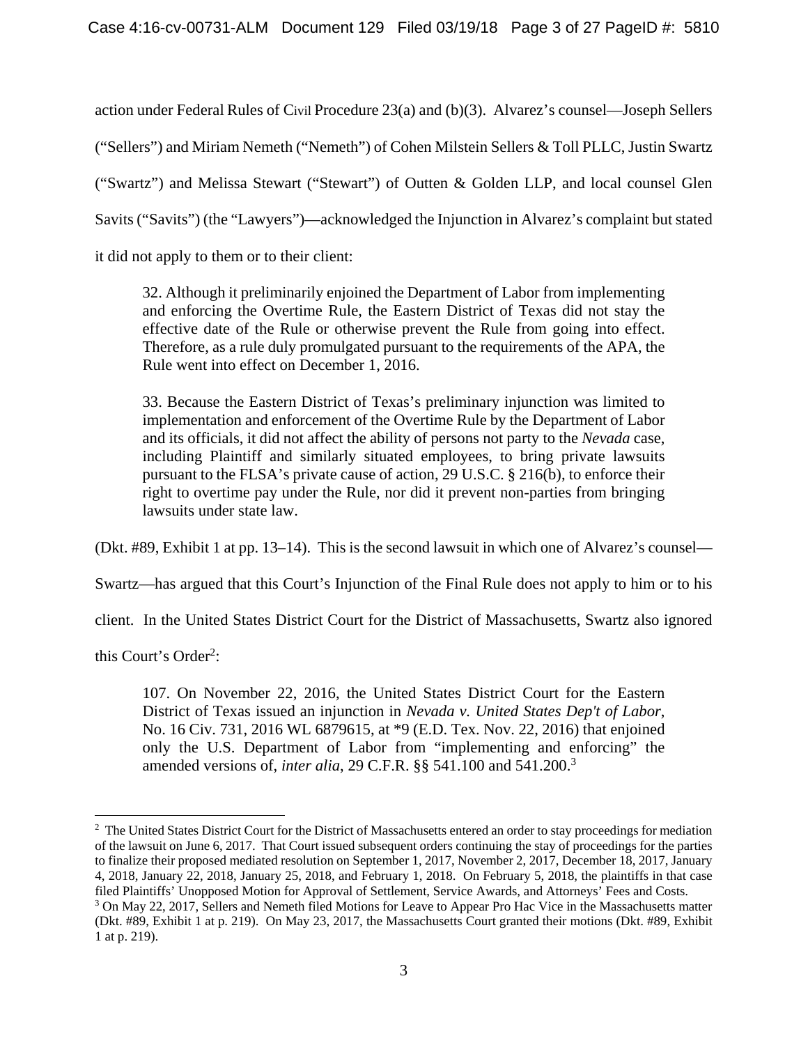action under Federal Rules of Civil Procedure 23(a) and (b)(3). Alvarez's counsel—Joseph Sellers ("Sellers") and Miriam Nemeth ("Nemeth") of Cohen Milstein Sellers & Toll PLLC, Justin Swartz ("Swartz") and Melissa Stewart ("Stewart") of Outten & Golden LLP, and local counsel Glen Savits ("Savits") (the "Lawyers")—acknowledged the Injunction in Alvarez's complaint but stated it did not apply to them or to their client:

> 32. Although it preliminarily enjoined the Department of Labor from implementing and enforcing the Overtime Rule, the Eastern District of Texas did not stay the effective date of the Rule or otherwise prevent the Rule from going into effect. Therefore, as a rule duly promulgated pursuant to the requirements of the APA, the Rule went into effect on December 1, 2016.
>
> 33. Because the Eastern District of Texas's preliminary injunction was limited to implementation and enforcement of the Overtime Rule by the Department of Labor and its officials, it did not affect the ability of persons not party to the *Nevada* case, including Plaintiff and similarly situated employees, to bring private lawsuits pursuant to the FLSA's private cause of action, 29 U.S.C. § 216(b), to enforce their right to overtime pay under the Rule, nor did it prevent non-parties from bringing lawsuits under state law.

(Dkt. #89, Exhibit 1 at pp. 13–14). This is the second lawsuit in which one of Alvarez's counsel—Swartz—has argued that this Court's Injunction of the Final Rule does not apply to him or to his client. In the United States District Court for the District of Massachusetts, Swartz also ignored this Court's Order[2]:

> 107. On November 22, 2016, the United States District Court for the Eastern District of Texas issued an injunction in *Nevada v. United States Dep't of Labor*, No. 16 Civ. 731, 2016 WL 6879615, at *9 (E.D. Tex. Nov. 22, 2016) that enjoined only the U.S. Department of Labor from "implementing and enforcing" the amended versions of, *inter alia*, 29 C.F.R. §§ 541.100 and 541.200.[3]

---

[2] The United States District Court for the District of Massachusetts entered an order to stay proceedings for mediation of the lawsuit on June 6, 2017. That Court issued subsequent orders continuing the stay of proceedings for the parties to finalize their proposed mediated resolution on September 1, 2017, November 2, 2017, December 18, 2017, January 4, 2018, January 22, 2018, January 25, 2018, and February 1, 2018. On February 5, 2018, the plaintiffs in that case filed Plaintiffs' Unopposed Motion for Approval of Settlement, Service Awards, and Attorneys' Fees and Costs.

[3] On May 22, 2017, Sellers and Nemeth filed Motions for Leave to Appear Pro Hac Vice in the Massachusetts matter (Dkt. #89, Exhibit 1 at p. 219). On May 23, 2017, the Massachusetts Court granted their motions (Dkt. #89, Exhibit 1 at p. 219).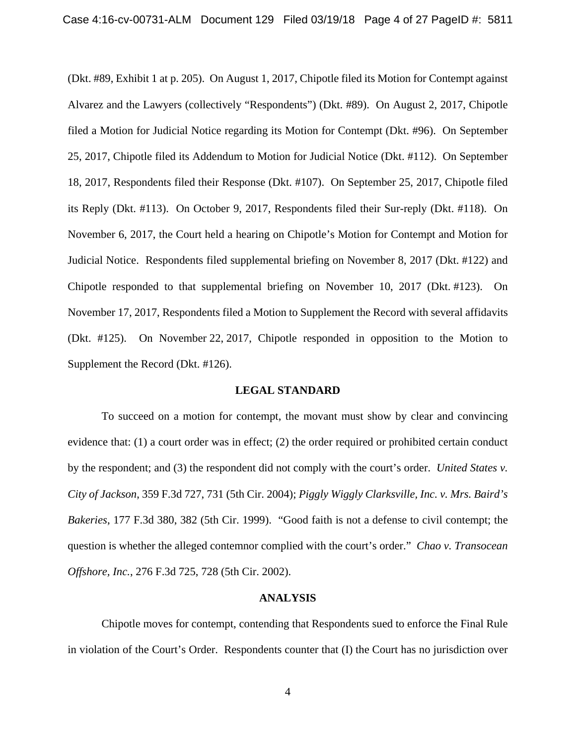(Dkt. #89, Exhibit 1 at p. 205). On August 1, 2017, Chipotle filed its Motion for Contempt against Alvarez and the Lawyers (collectively "Respondents") (Dkt. #89). On August 2, 2017, Chipotle filed a Motion for Judicial Notice regarding its Motion for Contempt (Dkt. #96). On September 25, 2017, Chipotle filed its Addendum to Motion for Judicial Notice (Dkt. #112). On September 18, 2017, Respondents filed their Response (Dkt. #107). On September 25, 2017, Chipotle filed its Reply (Dkt. #113). On October 9, 2017, Respondents filed their Sur-reply (Dkt. #118). On November 6, 2017, the Court held a hearing on Chipotle's Motion for Contempt and Motion for Judicial Notice. Respondents filed supplemental briefing on November 8, 2017 (Dkt. #122) and Chipotle responded to that supplemental briefing on November 10, 2017 (Dkt. #123). On November 17, 2017, Respondents filed a Motion to Supplement the Record with several affidavits (Dkt. #125). On November 22, 2017, Chipotle responded in opposition to the Motion to Supplement the Record (Dkt. #126).

## LEGAL STANDARD

To succeed on a motion for contempt, the movant must show by clear and convincing evidence that: (1) a court order was in effect; (2) the order required or prohibited certain conduct by the respondent; and (3) the respondent did not comply with the court's order. *United States v. City of Jackson*, 359 F.3d 727, 731 (5th Cir. 2004); *Piggly Wiggly Clarksville, Inc. v. Mrs. Baird's Bakeries*, 177 F.3d 380, 382 (5th Cir. 1999). "Good faith is not a defense to civil contempt; the question is whether the alleged contemnor complied with the court's order." *Chao v. Transocean Offshore, Inc.*, 276 F.3d 725, 728 (5th Cir. 2002).

## ANALYSIS

Chipotle moves for contempt, contending that Respondents sued to enforce the Final Rule in violation of the Court's Order. Respondents counter that (I) the Court has no jurisdiction over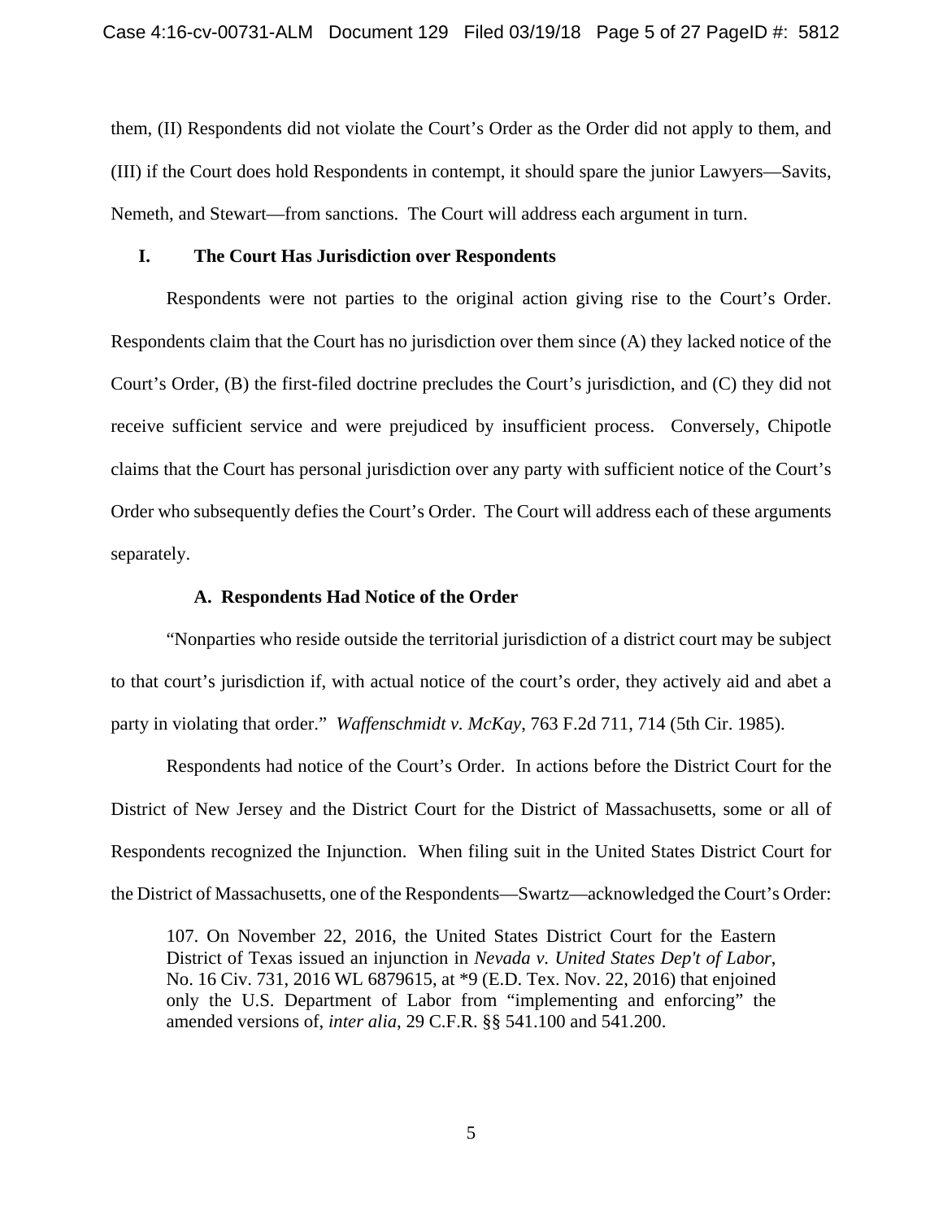them, (II) Respondents did not violate the Court's Order as the Order did not apply to them, and (III) if the Court does hold Respondents in contempt, it should spare the junior Lawyers—Savits, Nemeth, and Stewart—from sanctions. The Court will address each argument in turn.

## I. The Court Has Jurisdiction over Respondents

Respondents were not parties to the original action giving rise to the Court's Order. Respondents claim that the Court has no jurisdiction over them since (A) they lacked notice of the Court's Order, (B) the first-filed doctrine precludes the Court's jurisdiction, and (C) they did not receive sufficient service and were prejudiced by insufficient process. Conversely, Chipotle claims that the Court has personal jurisdiction over any party with sufficient notice of the Court's Order who subsequently defies the Court's Order. The Court will address each of these arguments separately.

### A. Respondents Had Notice of the Order

"Nonparties who reside outside the territorial jurisdiction of a district court may be subject to that court's jurisdiction if, with actual notice of the court's order, they actively aid and abet a party in violating that order." *Waffenschmidt v. McKay*, 763 F.2d 711, 714 (5th Cir. 1985).

Respondents had notice of the Court's Order. In actions before the District Court for the District of New Jersey and the District Court for the District of Massachusetts, some or all of Respondents recognized the Injunction. When filing suit in the United States District Court for the District of Massachusetts, one of the Respondents—Swartz—acknowledged the Court's Order:

> 107. On November 22, 2016, the United States District Court for the Eastern District of Texas issued an injunction in *Nevada v. United States Dep't of Labor*, No. 16 Civ. 731, 2016 WL 6879615, at *9 (E.D. Tex. Nov. 22, 2016) that enjoined only the U.S. Department of Labor from "implementing and enforcing" the amended versions of, *inter alia*, 29 C.F.R. §§ 541.100 and 541.200.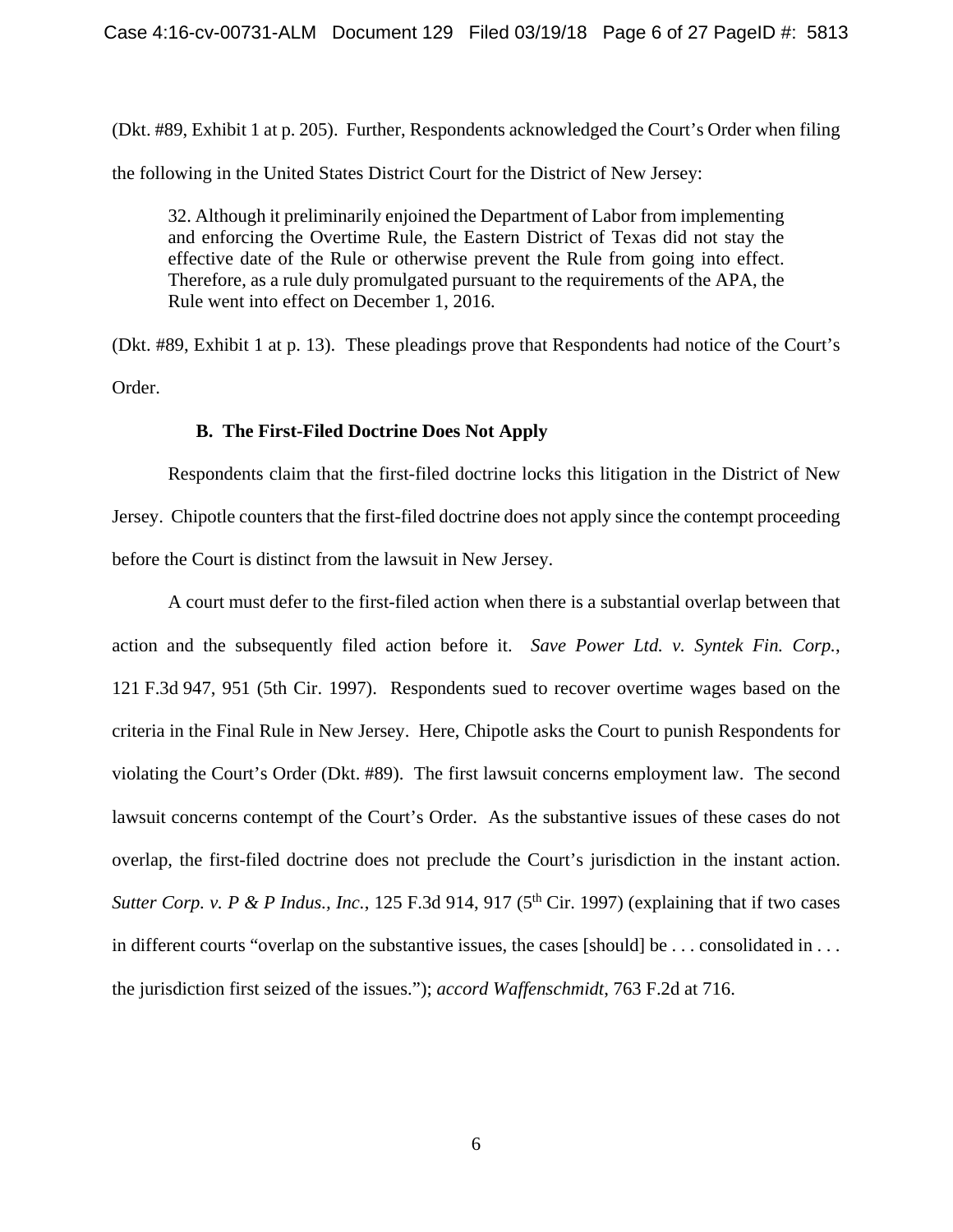(Dkt. #89, Exhibit 1 at p. 205). Further, Respondents acknowledged the Court's Order when filing the following in the United States District Court for the District of New Jersey:

> 32. Although it preliminarily enjoined the Department of Labor from implementing and enforcing the Overtime Rule, the Eastern District of Texas did not stay the effective date of the Rule or otherwise prevent the Rule from going into effect. Therefore, as a rule duly promulgated pursuant to the requirements of the APA, the Rule went into effect on December 1, 2016.

(Dkt. #89, Exhibit 1 at p. 13). These pleadings prove that Respondents had notice of the Court's Order.

### B. The First-Filed Doctrine Does Not Apply

Respondents claim that the first-filed doctrine locks this litigation in the District of New Jersey. Chipotle counters that the first-filed doctrine does not apply since the contempt proceeding before the Court is distinct from the lawsuit in New Jersey.

A court must defer to the first-filed action when there is a substantial overlap between that action and the subsequently filed action before it. *Save Power Ltd. v. Syntek Fin. Corp.*, 121 F.3d 947, 951 (5th Cir. 1997). Respondents sued to recover overtime wages based on the criteria in the Final Rule in New Jersey. Here, Chipotle asks the Court to punish Respondents for violating the Court's Order (Dkt. #89). The first lawsuit concerns employment law. The second lawsuit concerns contempt of the Court's Order. As the substantive issues of these cases do not overlap, the first-filed doctrine does not preclude the Court's jurisdiction in the instant action. *Sutter Corp. v. P & P Indus., Inc.*, 125 F.3d 914, 917 (5th Cir. 1997) (explaining that if two cases in different courts "overlap on the substantive issues, the cases [should] be . . . consolidated in . . . the jurisdiction first seized of the issues."); *accord Waffenschmidt*, 763 F.2d at 716.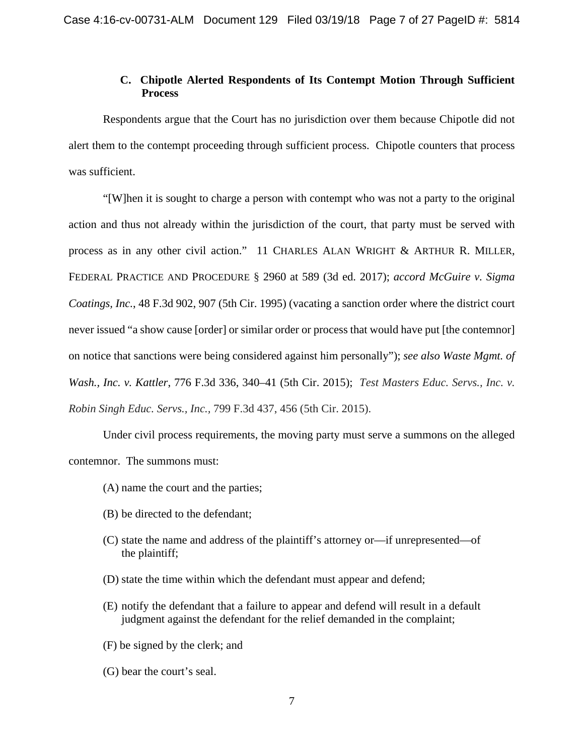### C. Chipotle Alerted Respondents of Its Contempt Motion Through Sufficient Process

Respondents argue that the Court has no jurisdiction over them because Chipotle did not alert them to the contempt proceeding through sufficient process. Chipotle counters that process was sufficient.

"[W]hen it is sought to charge a person with contempt who was not a party to the original action and thus not already within the jurisdiction of the court, that party must be served with process as in any other civil action." 11 CHARLES ALAN WRIGHT & ARTHUR R. MILLER, FEDERAL PRACTICE AND PROCEDURE § 2960 at 589 (3d ed. 2017); *accord McGuire v. Sigma Coatings, Inc.*, 48 F.3d 902, 907 (5th Cir. 1995) (vacating a sanction order where the district court never issued "a show cause [order] or similar order or process that would have put [the contemnor] on notice that sanctions were being considered against him personally"); *see also Waste Mgmt. of Wash., Inc. v. Kattler*, 776 F.3d 336, 340–41 (5th Cir. 2015); *Test Masters Educ. Servs., Inc. v. Robin Singh Educ. Servs., Inc.*, 799 F.3d 437, 456 (5th Cir. 2015).

Under civil process requirements, the moving party must serve a summons on the alleged contemnor. The summons must:

(A) name the court and the parties;

(B) be directed to the defendant;

(C) state the name and address of the plaintiff's attorney or—if unrepresented—of the plaintiff;

(D) state the time within which the defendant must appear and defend;

(E) notify the defendant that a failure to appear and defend will result in a default judgment against the defendant for the relief demanded in the complaint;

(F) be signed by the clerk; and

(G) bear the court's seal.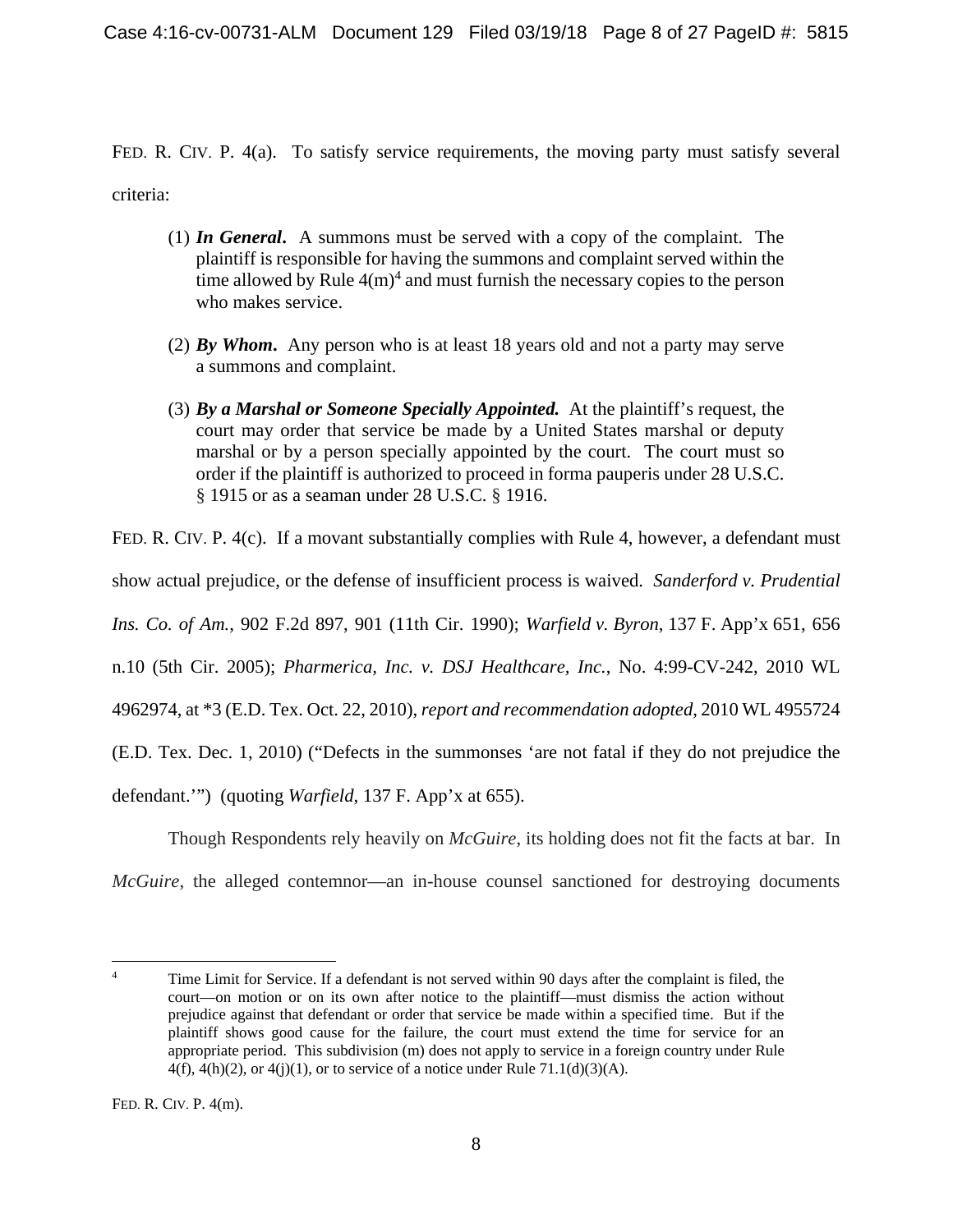FED. R. CIV. P. 4(a). To satisfy service requirements, the moving party must satisfy several criteria:

> (1) ***In General***. A summons must be served with a copy of the complaint. The plaintiff is responsible for having the summons and complaint served within the time allowed by Rule 4(m)[4] and must furnish the necessary copies to the person who makes service.
>
> (2) ***By Whom***. Any person who is at least 18 years old and not a party may serve a summons and complaint.
>
> (3) ***By a Marshal or Someone Specially Appointed.*** At the plaintiff's request, the court may order that service be made by a United States marshal or deputy marshal or by a person specially appointed by the court. The court must so order if the plaintiff is authorized to proceed in forma pauperis under 28 U.S.C. § 1915 or as a seaman under 28 U.S.C. § 1916.

FED. R. CIV. P. 4(c). If a movant substantially complies with Rule 4, however, a defendant must show actual prejudice, or the defense of insufficient process is waived. *Sanderford v. Prudential Ins. Co. of Am.*, 902 F.2d 897, 901 (11th Cir. 1990); *Warfield v. Byron*, 137 F. App'x 651, 656 n.10 (5th Cir. 2005); *Pharmerica, Inc. v. DSJ Healthcare, Inc.*, No. 4:99-CV-242, 2010 WL 4962974, at *3 (E.D. Tex. Oct. 22, 2010), *report and recommendation adopted*, 2010 WL 4955724 (E.D. Tex. Dec. 1, 2010) ("Defects in the summonses 'are not fatal if they do not prejudice the defendant.'") (quoting *Warfield*, 137 F. App'x at 655).

Though Respondents rely heavily on *McGuire*, its holding does not fit the facts at bar. In *McGuire*, the alleged contemnor—an in-house counsel sanctioned for destroying documents

---

[4] Time Limit for Service. If a defendant is not served within 90 days after the complaint is filed, the court—on motion or on its own after notice to the plaintiff—must dismiss the action without prejudice against that defendant or order that service be made within a specified time. But if the plaintiff shows good cause for the failure, the court must extend the time for service for an appropriate period. This subdivision (m) does not apply to service in a foreign country under Rule 4(f), 4(h)(2), or 4(j)(1), or to service of a notice under Rule 71.1(d)(3)(A).

FED. R. CIV. P. 4(m).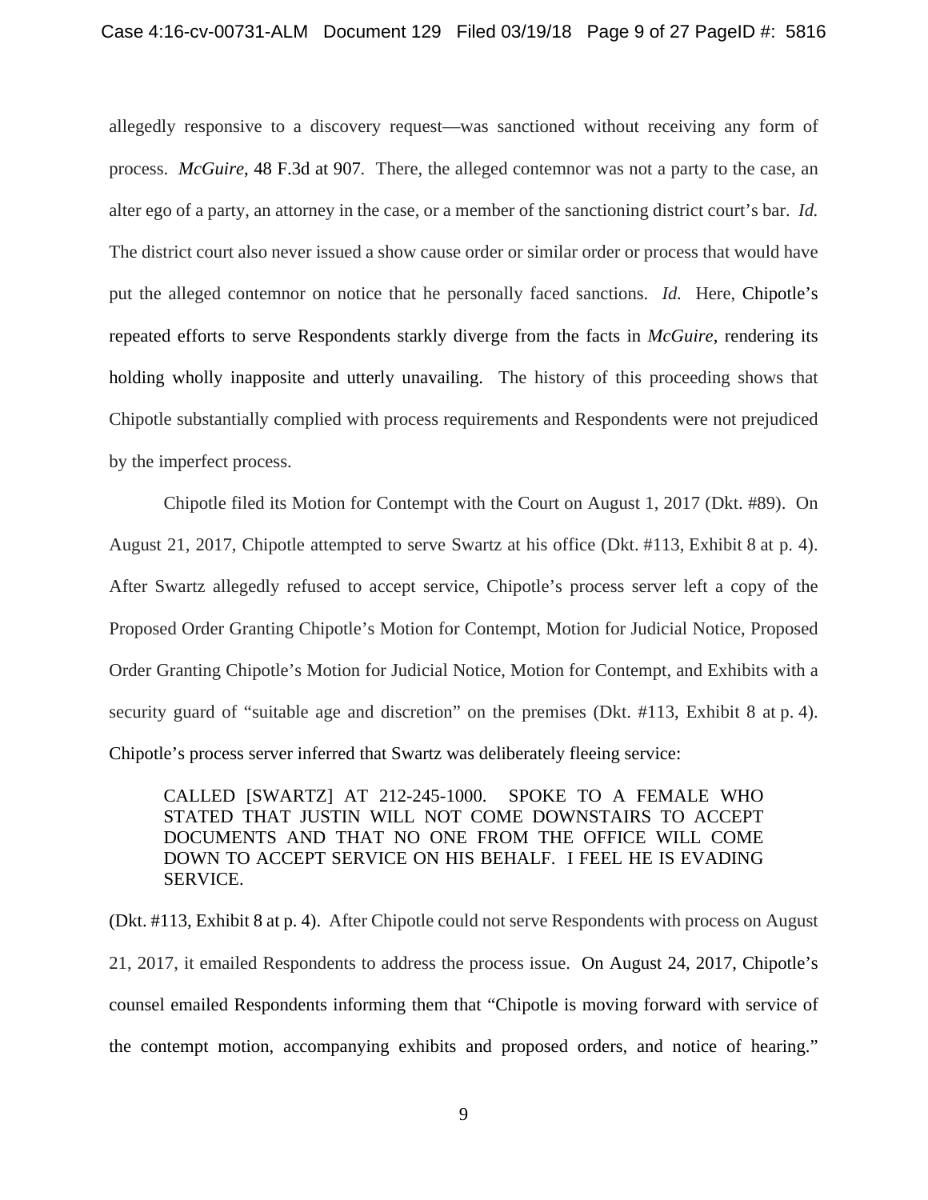allegedly responsive to a discovery request—was sanctioned without receiving any form of process. *McGuire*, 48 F.3d at 907. There, the alleged contemnor was not a party to the case, an alter ego of a party, an attorney in the case, or a member of the sanctioning district court's bar. *Id.* The district court also never issued a show cause order or similar order or process that would have put the alleged contemnor on notice that he personally faced sanctions. *Id.* Here, Chipotle's repeated efforts to serve Respondents starkly diverge from the facts in *McGuire*, rendering its holding wholly inapposite and utterly unavailing. The history of this proceeding shows that Chipotle substantially complied with process requirements and Respondents were not prejudiced by the imperfect process.

Chipotle filed its Motion for Contempt with the Court on August 1, 2017 (Dkt. #89). On August 21, 2017, Chipotle attempted to serve Swartz at his office (Dkt. #113, Exhibit 8 at p. 4). After Swartz allegedly refused to accept service, Chipotle's process server left a copy of the Proposed Order Granting Chipotle's Motion for Contempt, Motion for Judicial Notice, Proposed Order Granting Chipotle's Motion for Judicial Notice, Motion for Contempt, and Exhibits with a security guard of "suitable age and discretion" on the premises (Dkt. #113, Exhibit 8 at p. 4). Chipotle's process server inferred that Swartz was deliberately fleeing service:

> CALLED [SWARTZ] AT 212-245-1000. SPOKE TO A FEMALE WHO STATED THAT JUSTIN WILL NOT COME DOWNSTAIRS TO ACCEPT DOCUMENTS AND THAT NO ONE FROM THE OFFICE WILL COME DOWN TO ACCEPT SERVICE ON HIS BEHALF. I FEEL HE IS EVADING SERVICE.

(Dkt. #113, Exhibit 8 at p. 4). After Chipotle could not serve Respondents with process on August 21, 2017, it emailed Respondents to address the process issue. On August 24, 2017, Chipotle's counsel emailed Respondents informing them that "Chipotle is moving forward with service of the contempt motion, accompanying exhibits and proposed orders, and notice of hearing."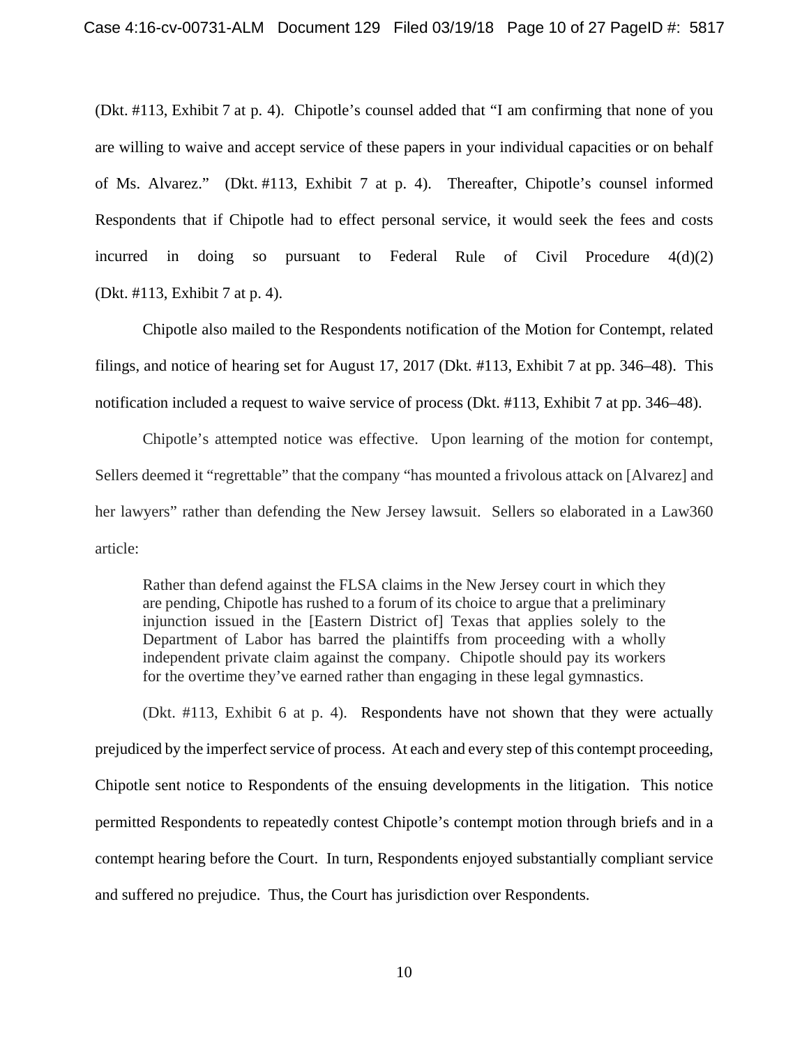(Dkt. #113, Exhibit 7 at p. 4). Chipotle's counsel added that "I am confirming that none of you are willing to waive and accept service of these papers in your individual capacities or on behalf of Ms. Alvarez." (Dkt. #113, Exhibit 7 at p. 4). Thereafter, Chipotle's counsel informed Respondents that if Chipotle had to effect personal service, it would seek the fees and costs incurred in doing so pursuant to Federal Rule of Civil Procedure 4(d)(2) (Dkt. #113, Exhibit 7 at p. 4).

Chipotle also mailed to the Respondents notification of the Motion for Contempt, related filings, and notice of hearing set for August 17, 2017 (Dkt. #113, Exhibit 7 at pp. 346–48). This notification included a request to waive service of process (Dkt. #113, Exhibit 7 at pp. 346–48).

Chipotle's attempted notice was effective. Upon learning of the motion for contempt, Sellers deemed it "regrettable" that the company "has mounted a frivolous attack on [Alvarez] and her lawyers" rather than defending the New Jersey lawsuit. Sellers so elaborated in a Law360 article:

> Rather than defend against the FLSA claims in the New Jersey court in which they are pending, Chipotle has rushed to a forum of its choice to argue that a preliminary injunction issued in the [Eastern District of] Texas that applies solely to the Department of Labor has barred the plaintiffs from proceeding with a wholly independent private claim against the company. Chipotle should pay its workers for the overtime they've earned rather than engaging in these legal gymnastics.

(Dkt. #113, Exhibit 6 at p. 4). Respondents have not shown that they were actually prejudiced by the imperfect service of process. At each and every step of this contempt proceeding, Chipotle sent notice to Respondents of the ensuing developments in the litigation. This notice permitted Respondents to repeatedly contest Chipotle's contempt motion through briefs and in a contempt hearing before the Court. In turn, Respondents enjoyed substantially compliant service and suffered no prejudice. Thus, the Court has jurisdiction over Respondents.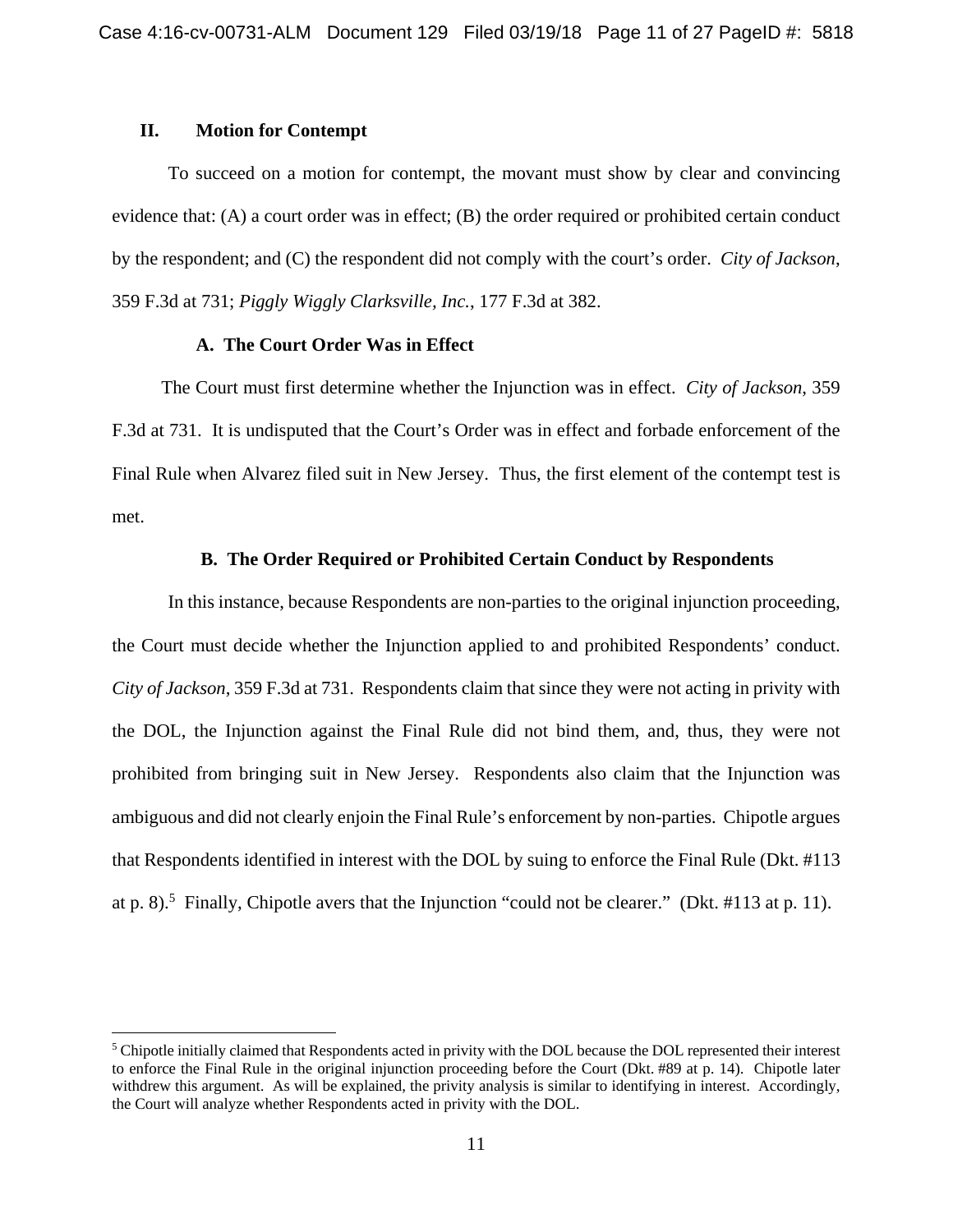## II. Motion for Contempt

To succeed on a motion for contempt, the movant must show by clear and convincing evidence that: (A) a court order was in effect; (B) the order required or prohibited certain conduct by the respondent; and (C) the respondent did not comply with the court's order. *City of Jackson*, 359 F.3d at 731; *Piggly Wiggly Clarksville, Inc.*, 177 F.3d at 382.

### A. The Court Order Was in Effect

The Court must first determine whether the Injunction was in effect. *City of Jackson*, 359 F.3d at 731. It is undisputed that the Court's Order was in effect and forbade enforcement of the Final Rule when Alvarez filed suit in New Jersey. Thus, the first element of the contempt test is met.

### B. The Order Required or Prohibited Certain Conduct by Respondents

In this instance, because Respondents are non-parties to the original injunction proceeding, the Court must decide whether the Injunction applied to and prohibited Respondents' conduct. *City of Jackson*, 359 F.3d at 731. Respondents claim that since they were not acting in privity with the DOL, the Injunction against the Final Rule did not bind them, and, thus, they were not prohibited from bringing suit in New Jersey. Respondents also claim that the Injunction was ambiguous and did not clearly enjoin the Final Rule's enforcement by non-parties. Chipotle argues that Respondents identified in interest with the DOL by suing to enforce the Final Rule (Dkt. #113 at p. 8).[5] Finally, Chipotle avers that the Injunction "could not be clearer." (Dkt. #113 at p. 11).

---

[5] Chipotle initially claimed that Respondents acted in privity with the DOL because the DOL represented their interest to enforce the Final Rule in the original injunction proceeding before the Court (Dkt. #89 at p. 14). Chipotle later withdrew this argument. As will be explained, the privity analysis is similar to identifying in interest. Accordingly, the Court will analyze whether Respondents acted in privity with the DOL.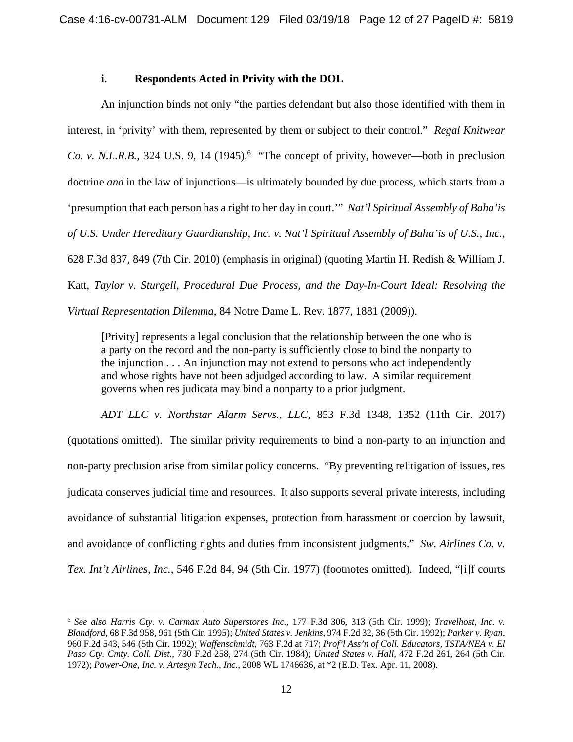### i. Respondents Acted in Privity with the DOL

An injunction binds not only "the parties defendant but also those identified with them in interest, in 'privity' with them, represented by them or subject to their control." *Regal Knitwear Co. v. N.L.R.B.*, 324 U.S. 9, 14 (1945).[6] "The concept of privity, however—both in preclusion doctrine *and* in the law of injunctions—is ultimately bounded by due process, which starts from a 'presumption that each person has a right to her day in court.'" *Nat'l Spiritual Assembly of Baha'is of U.S. Under Hereditary Guardianship, Inc. v. Nat'l Spiritual Assembly of Baha'is of U.S., Inc.*, 628 F.3d 837, 849 (7th Cir. 2010) (emphasis in original) (quoting Martin H. Redish & William J. Katt, *Taylor v. Sturgell, Procedural Due Process, and the Day-In-Court Ideal: Resolving the Virtual Representation Dilemma*, 84 Notre Dame L. Rev. 1877, 1881 (2009)).

> [Privity] represents a legal conclusion that the relationship between the one who is a party on the record and the non-party is sufficiently close to bind the nonparty to the injunction . . . An injunction may not extend to persons who act independently and whose rights have not been adjudged according to law. A similar requirement governs when res judicata may bind a nonparty to a prior judgment.

*ADT LLC v. Northstar Alarm Servs., LLC*, 853 F.3d 1348, 1352 (11th Cir. 2017) (quotations omitted). The similar privity requirements to bind a non-party to an injunction and non-party preclusion arise from similar policy concerns. "By preventing relitigation of issues, res judicata conserves judicial time and resources. It also supports several private interests, including avoidance of substantial litigation expenses, protection from harassment or coercion by lawsuit, and avoidance of conflicting rights and duties from inconsistent judgments." *Sw. Airlines Co. v. Tex. Int't Airlines, Inc.*, 546 F.2d 84, 94 (5th Cir. 1977) (footnotes omitted). Indeed, "[i]f courts

---

[6] *See also Harris Cty. v. Carmax Auto Superstores Inc.*, 177 F.3d 306, 313 (5th Cir. 1999); *Travelhost, Inc. v. Blandford*, 68 F.3d 958, 961 (5th Cir. 1995); *United States v. Jenkins*, 974 F.2d 32, 36 (5th Cir. 1992); *Parker v. Ryan*, 960 F.2d 543, 546 (5th Cir. 1992); *Waffenschmidt*, 763 F.2d at 717; *Prof'l Ass'n of Coll. Educators, TSTA/NEA v. El Paso Cty. Cmty. Coll. Dist.*, 730 F.2d 258, 274 (5th Cir. 1984); *United States v. Hall*, 472 F.2d 261, 264 (5th Cir. 1972); *Power-One, Inc. v. Artesyn Tech., Inc.*, 2008 WL 1746636, at *2 (E.D. Tex. Apr. 11, 2008).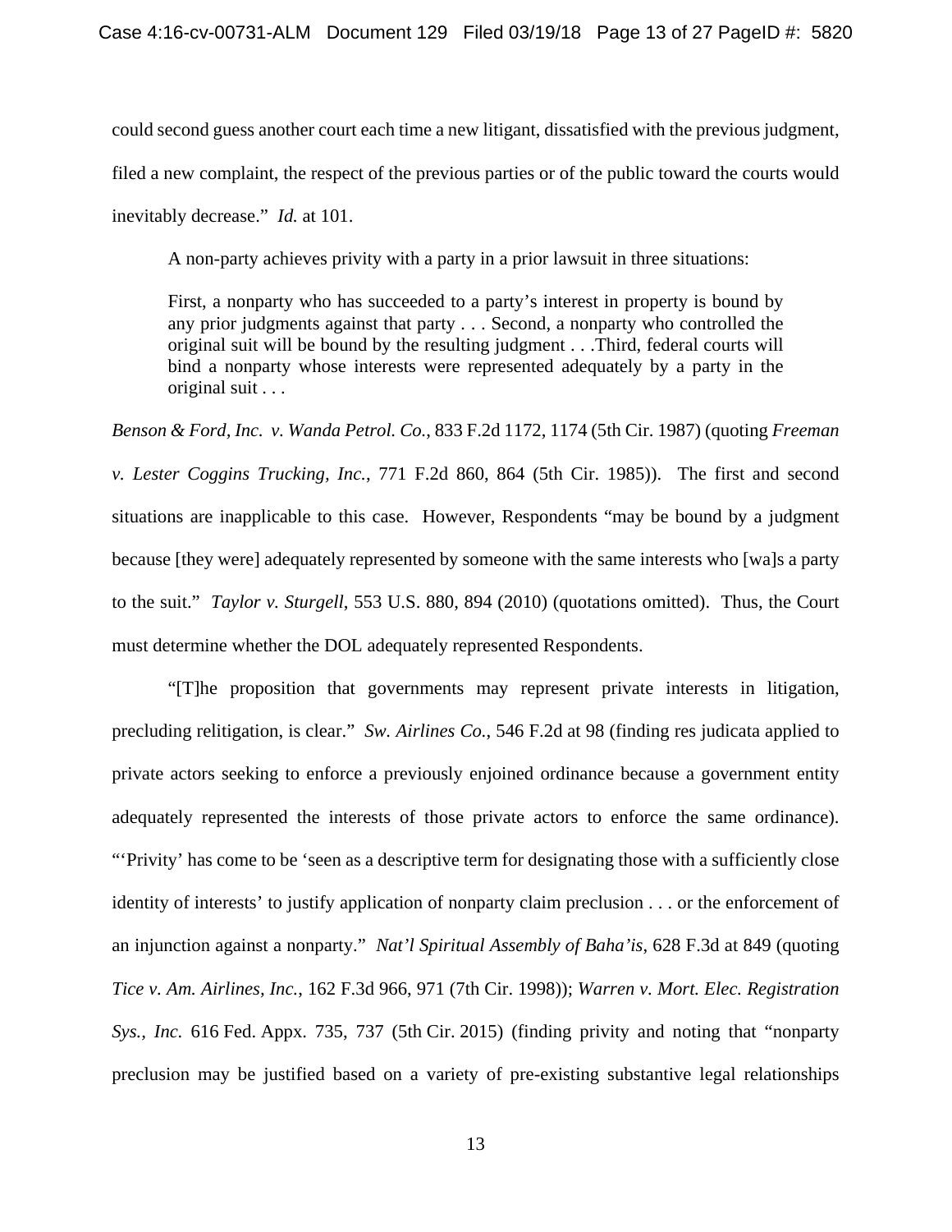could second guess another court each time a new litigant, dissatisfied with the previous judgment, filed a new complaint, the respect of the previous parties or of the public toward the courts would inevitably decrease." *Id.* at 101.

A non-party achieves privity with a party in a prior lawsuit in three situations:

> First, a nonparty who has succeeded to a party's interest in property is bound by any prior judgments against that party . . . Second, a nonparty who controlled the original suit will be bound by the resulting judgment . . .Third, federal courts will bind a nonparty whose interests were represented adequately by a party in the original suit . . .

*Benson & Ford, Inc. v. Wanda Petrol. Co.*, 833 F.2d 1172, 1174 (5th Cir. 1987) (quoting *Freeman v. Lester Coggins Trucking, Inc.*, 771 F.2d 860, 864 (5th Cir. 1985)). The first and second situations are inapplicable to this case. However, Respondents "may be bound by a judgment because [they were] adequately represented by someone with the same interests who [wa]s a party to the suit." *Taylor v. Sturgell*, 553 U.S. 880, 894 (2010) (quotations omitted). Thus, the Court must determine whether the DOL adequately represented Respondents.

"[T]he proposition that governments may represent private interests in litigation, precluding relitigation, is clear." *Sw. Airlines Co.*, 546 F.2d at 98 (finding res judicata applied to private actors seeking to enforce a previously enjoined ordinance because a government entity adequately represented the interests of those private actors to enforce the same ordinance). "'Privity' has come to be 'seen as a descriptive term for designating those with a sufficiently close identity of interests' to justify application of nonparty claim preclusion . . . or the enforcement of an injunction against a nonparty." *Nat'l Spiritual Assembly of Baha'is*, 628 F.3d at 849 (quoting *Tice v. Am. Airlines, Inc.*, 162 F.3d 966, 971 (7th Cir. 1998)); *Warren v. Mort. Elec. Registration Sys., Inc.* 616 Fed. Appx. 735, 737 (5th Cir. 2015) (finding privity and noting that "nonparty preclusion may be justified based on a variety of pre-existing substantive legal relationships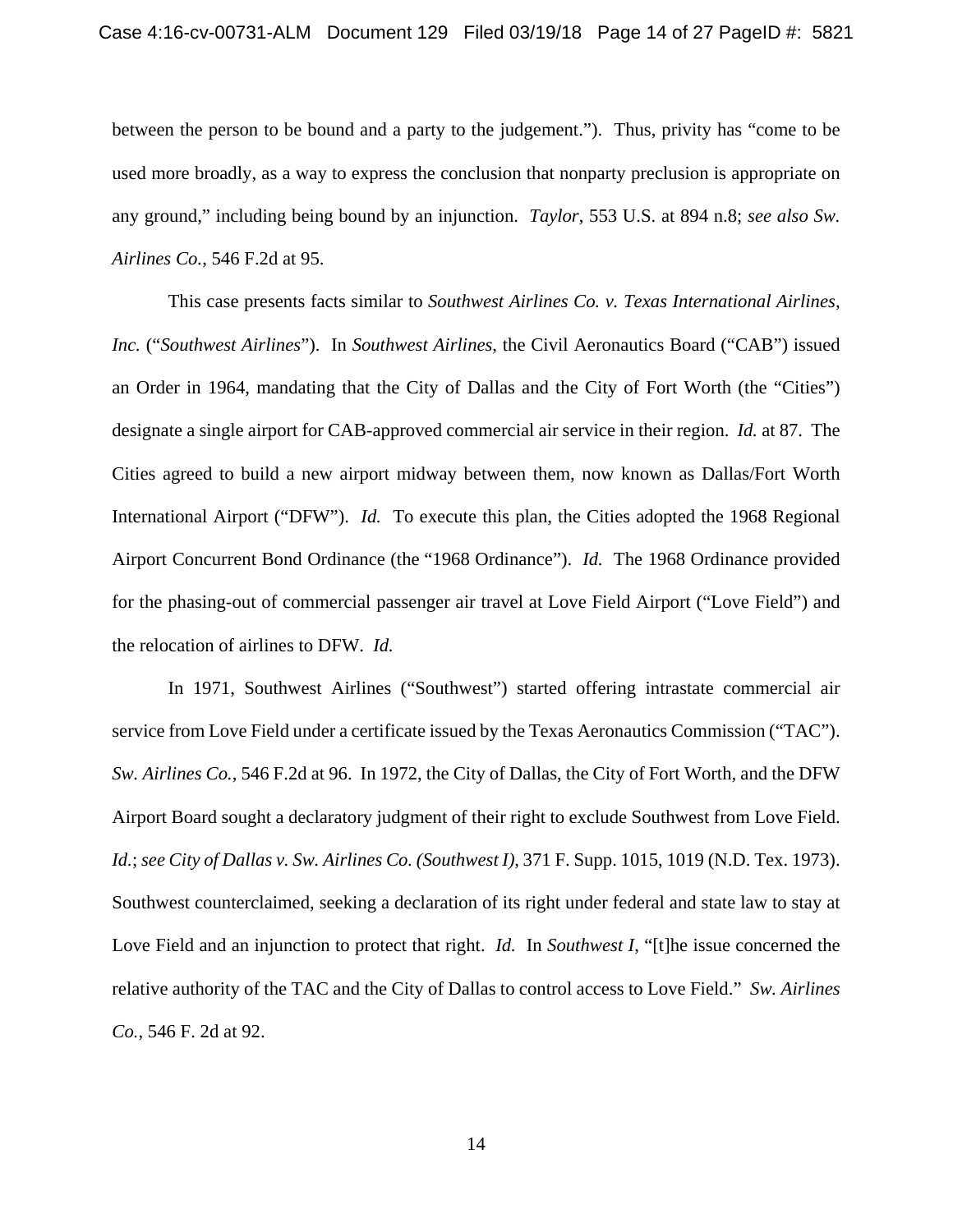between the person to be bound and a party to the judgement."). Thus, privity has "come to be used more broadly, as a way to express the conclusion that nonparty preclusion is appropriate on any ground," including being bound by an injunction. *Taylor*, 553 U.S. at 894 n.8; *see also Sw. Airlines Co.*, 546 F.2d at 95.

This case presents facts similar to *Southwest Airlines Co. v. Texas International Airlines, Inc.* ("*Southwest Airlines*"). In *Southwest Airlines*, the Civil Aeronautics Board ("CAB") issued an Order in 1964, mandating that the City of Dallas and the City of Fort Worth (the "Cities") designate a single airport for CAB-approved commercial air service in their region. *Id.* at 87. The Cities agreed to build a new airport midway between them, now known as Dallas/Fort Worth International Airport ("DFW"). *Id.* To execute this plan, the Cities adopted the 1968 Regional Airport Concurrent Bond Ordinance (the "1968 Ordinance"). *Id.* The 1968 Ordinance provided for the phasing-out of commercial passenger air travel at Love Field Airport ("Love Field") and the relocation of airlines to DFW. *Id.*

In 1971, Southwest Airlines ("Southwest") started offering intrastate commercial air service from Love Field under a certificate issued by the Texas Aeronautics Commission ("TAC"). *Sw. Airlines Co.*, 546 F.2d at 96. In 1972, the City of Dallas, the City of Fort Worth, and the DFW Airport Board sought a declaratory judgment of their right to exclude Southwest from Love Field. *Id.*; *see City of Dallas v. Sw. Airlines Co. (Southwest I)*, 371 F. Supp. 1015, 1019 (N.D. Tex. 1973). Southwest counterclaimed, seeking a declaration of its right under federal and state law to stay at Love Field and an injunction to protect that right. *Id.* In *Southwest I*, "[t]he issue concerned the relative authority of the TAC and the City of Dallas to control access to Love Field." *Sw. Airlines Co.*, 546 F. 2d at 92.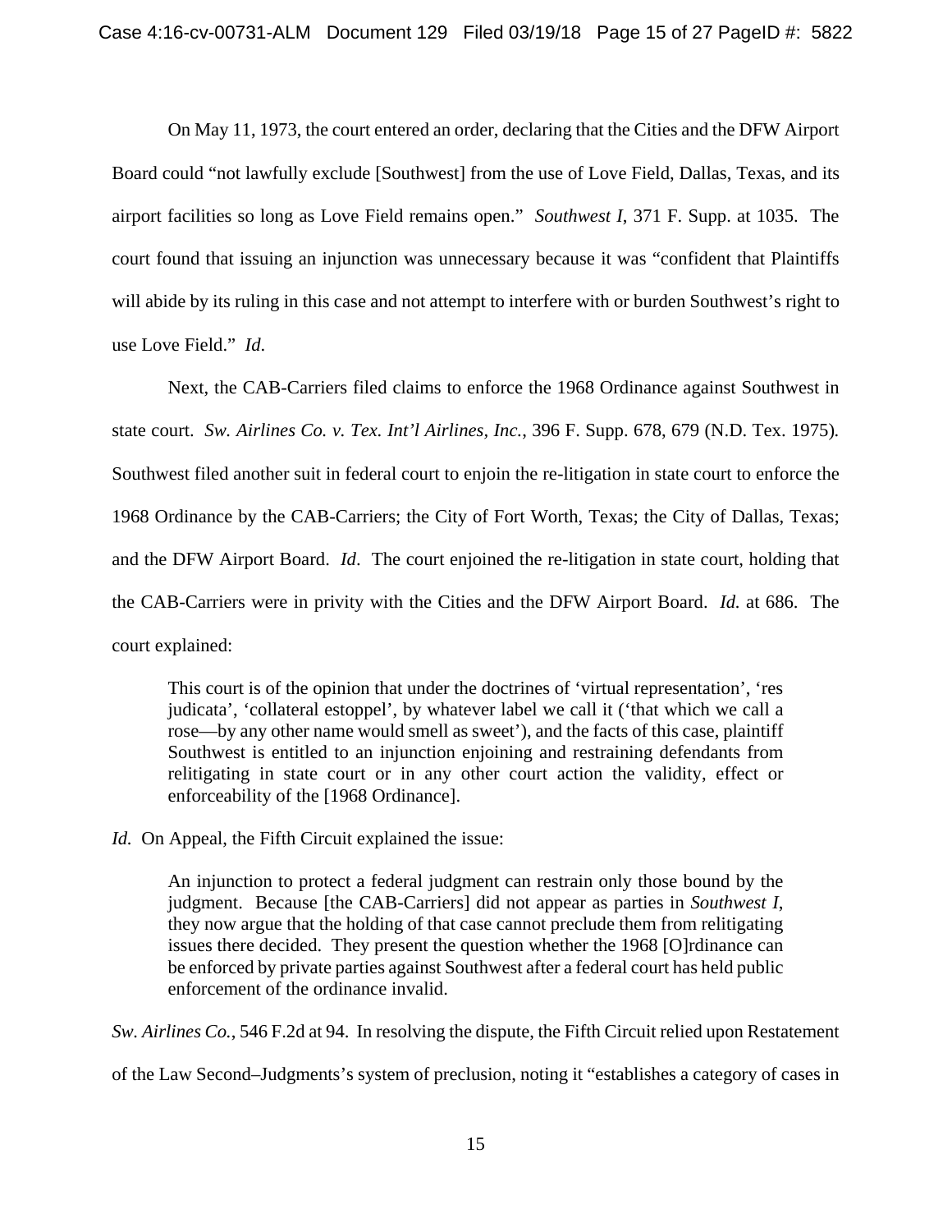On May 11, 1973, the court entered an order, declaring that the Cities and the DFW Airport Board could "not lawfully exclude [Southwest] from the use of Love Field, Dallas, Texas, and its airport facilities so long as Love Field remains open." *Southwest I*, 371 F. Supp. at 1035. The court found that issuing an injunction was unnecessary because it was "confident that Plaintiffs will abide by its ruling in this case and not attempt to interfere with or burden Southwest's right to use Love Field." *Id*.

Next, the CAB-Carriers filed claims to enforce the 1968 Ordinance against Southwest in state court. *Sw. Airlines Co. v. Tex. Int'l Airlines, Inc.*, 396 F. Supp. 678, 679 (N.D. Tex. 1975). Southwest filed another suit in federal court to enjoin the re-litigation in state court to enforce the 1968 Ordinance by the CAB-Carriers; the City of Fort Worth, Texas; the City of Dallas, Texas; and the DFW Airport Board. *Id*. The court enjoined the re-litigation in state court, holding that the CAB-Carriers were in privity with the Cities and the DFW Airport Board. *Id.* at 686. The court explained:

> This court is of the opinion that under the doctrines of 'virtual representation', 'res judicata', 'collateral estoppel', by whatever label we call it ('that which we call a rose—by any other name would smell as sweet'), and the facts of this case, plaintiff Southwest is entitled to an injunction enjoining and restraining defendants from relitigating in state court or in any other court action the validity, effect or enforceability of the [1968 Ordinance].

*Id.* On Appeal, the Fifth Circuit explained the issue:

> An injunction to protect a federal judgment can restrain only those bound by the judgment. Because [the CAB-Carriers] did not appear as parties in *Southwest I*, they now argue that the holding of that case cannot preclude them from relitigating issues there decided. They present the question whether the 1968 [O]rdinance can be enforced by private parties against Southwest after a federal court has held public enforcement of the ordinance invalid.

*Sw. Airlines Co.*, 546 F.2d at 94. In resolving the dispute, the Fifth Circuit relied upon Restatement of the Law Second–Judgments's system of preclusion, noting it "establishes a category of cases in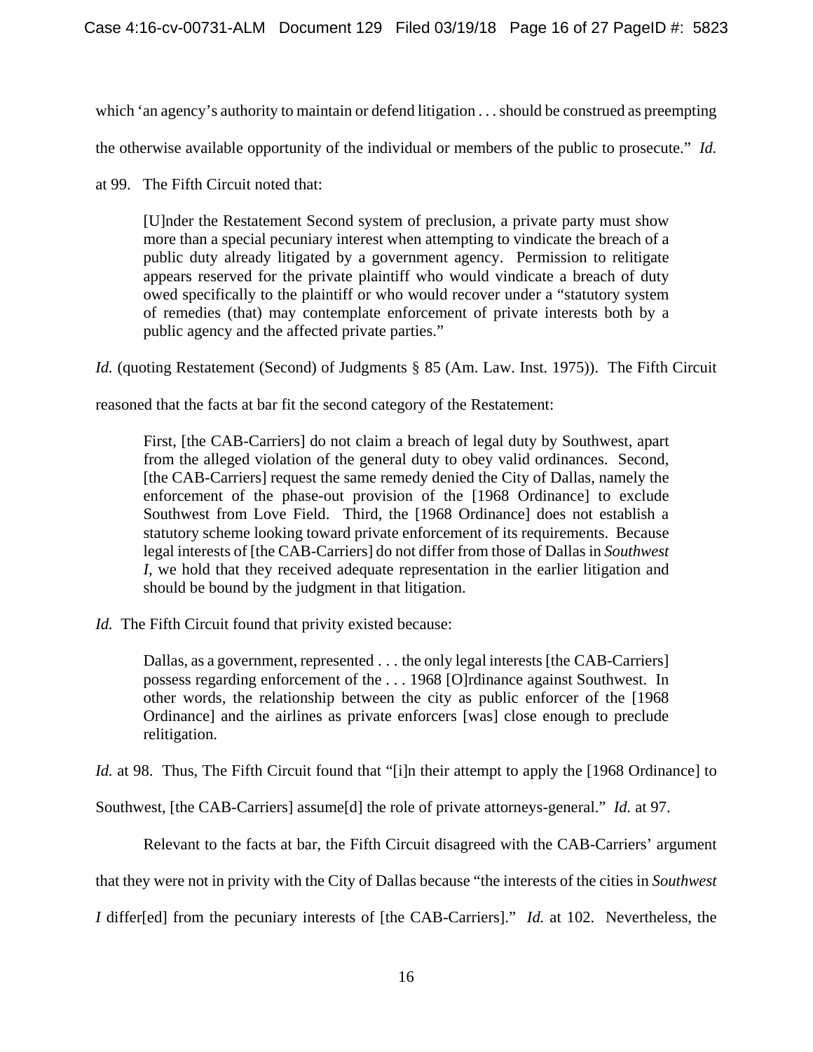which 'an agency's authority to maintain or defend litigation . . . should be construed as preempting the otherwise available opportunity of the individual or members of the public to prosecute." *Id.* at 99. The Fifth Circuit noted that:

> [U]nder the Restatement Second system of preclusion, a private party must show more than a special pecuniary interest when attempting to vindicate the breach of a public duty already litigated by a government agency. Permission to relitigate appears reserved for the private plaintiff who would vindicate a breach of duty owed specifically to the plaintiff or who would recover under a "statutory system of remedies (that) may contemplate enforcement of private interests both by a public agency and the affected private parties."

*Id.* (quoting Restatement (Second) of Judgments § 85 (Am. Law. Inst. 1975)). The Fifth Circuit reasoned that the facts at bar fit the second category of the Restatement:

> First, [the CAB-Carriers] do not claim a breach of legal duty by Southwest, apart from the alleged violation of the general duty to obey valid ordinances. Second, [the CAB-Carriers] request the same remedy denied the City of Dallas, namely the enforcement of the phase-out provision of the [1968 Ordinance] to exclude Southwest from Love Field. Third, the [1968 Ordinance] does not establish a statutory scheme looking toward private enforcement of its requirements. Because legal interests of [the CAB-Carriers] do not differ from those of Dallas in *Southwest I*, we hold that they received adequate representation in the earlier litigation and should be bound by the judgment in that litigation.

*Id.* The Fifth Circuit found that privity existed because:

> Dallas, as a government, represented . . . the only legal interests [the CAB-Carriers] possess regarding enforcement of the . . . 1968 [O]rdinance against Southwest. In other words, the relationship between the city as public enforcer of the [1968 Ordinance] and the airlines as private enforcers [was] close enough to preclude relitigation.

*Id.* at 98. Thus, The Fifth Circuit found that "[i]n their attempt to apply the [1968 Ordinance] to Southwest, [the CAB-Carriers] assume[d] the role of private attorneys-general." *Id.* at 97.

Relevant to the facts at bar, the Fifth Circuit disagreed with the CAB-Carriers' argument that they were not in privity with the City of Dallas because "the interests of the cities in *Southwest I* differ[ed] from the pecuniary interests of [the CAB-Carriers]." *Id.* at 102. Nevertheless, the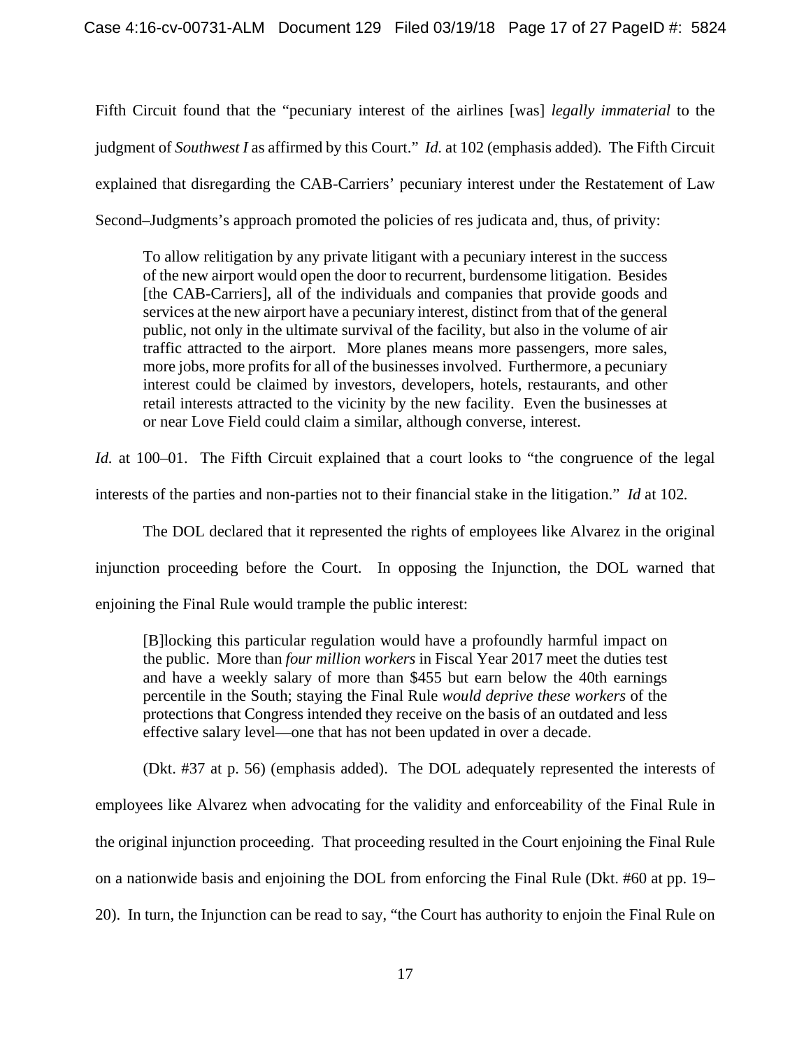Fifth Circuit found that the "pecuniary interest of the airlines [was] *legally immaterial* to the judgment of *Southwest I* as affirmed by this Court." *Id.* at 102 (emphasis added). The Fifth Circuit explained that disregarding the CAB-Carriers' pecuniary interest under the Restatement of Law Second–Judgments's approach promoted the policies of res judicata and, thus, of privity:

> To allow relitigation by any private litigant with a pecuniary interest in the success of the new airport would open the door to recurrent, burdensome litigation. Besides [the CAB-Carriers], all of the individuals and companies that provide goods and services at the new airport have a pecuniary interest, distinct from that of the general public, not only in the ultimate survival of the facility, but also in the volume of air traffic attracted to the airport. More planes means more passengers, more sales, more jobs, more profits for all of the businesses involved. Furthermore, a pecuniary interest could be claimed by investors, developers, hotels, restaurants, and other retail interests attracted to the vicinity by the new facility. Even the businesses at or near Love Field could claim a similar, although converse, interest.

*Id.* at 100–01. The Fifth Circuit explained that a court looks to "the congruence of the legal interests of the parties and non-parties not to their financial stake in the litigation." *Id* at 102.

The DOL declared that it represented the rights of employees like Alvarez in the original injunction proceeding before the Court. In opposing the Injunction, the DOL warned that enjoining the Final Rule would trample the public interest:

> [B]locking this particular regulation would have a profoundly harmful impact on the public. More than *four million workers* in Fiscal Year 2017 meet the duties test and have a weekly salary of more than \$455 but earn below the 40th earnings percentile in the South; staying the Final Rule *would deprive these workers* of the protections that Congress intended they receive on the basis of an outdated and less effective salary level—one that has not been updated in over a decade.

(Dkt. #37 at p. 56) (emphasis added). The DOL adequately represented the interests of employees like Alvarez when advocating for the validity and enforceability of the Final Rule in the original injunction proceeding. That proceeding resulted in the Court enjoining the Final Rule on a nationwide basis and enjoining the DOL from enforcing the Final Rule (Dkt. #60 at pp. 19–20). In turn, the Injunction can be read to say, "the Court has authority to enjoin the Final Rule on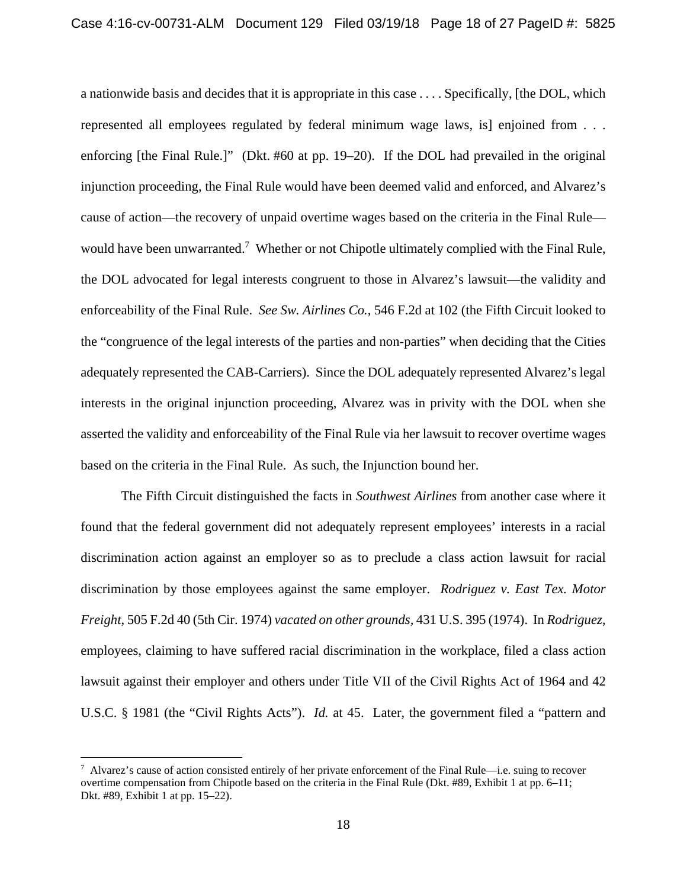a nationwide basis and decides that it is appropriate in this case . . . . Specifically, [the DOL, which represented all employees regulated by federal minimum wage laws, is] enjoined from . . . enforcing [the Final Rule.]" (Dkt. #60 at pp. 19–20). If the DOL had prevailed in the original injunction proceeding, the Final Rule would have been deemed valid and enforced, and Alvarez's cause of action—the recovery of unpaid overtime wages based on the criteria in the Final Rule—would have been unwarranted.[7] Whether or not Chipotle ultimately complied with the Final Rule, the DOL advocated for legal interests congruent to those in Alvarez's lawsuit—the validity and enforceability of the Final Rule. *See Sw. Airlines Co.*, 546 F.2d at 102 (the Fifth Circuit looked to the "congruence of the legal interests of the parties and non-parties" when deciding that the Cities adequately represented the CAB-Carriers). Since the DOL adequately represented Alvarez's legal interests in the original injunction proceeding, Alvarez was in privity with the DOL when she asserted the validity and enforceability of the Final Rule via her lawsuit to recover overtime wages based on the criteria in the Final Rule. As such, the Injunction bound her.

The Fifth Circuit distinguished the facts in *Southwest Airlines* from another case where it found that the federal government did not adequately represent employees' interests in a racial discrimination action against an employer so as to preclude a class action lawsuit for racial discrimination by those employees against the same employer. *Rodriguez v. East Tex. Motor Freight*, 505 F.2d 40 (5th Cir. 1974) *vacated on other grounds*, 431 U.S. 395 (1974). In *Rodriguez*, employees, claiming to have suffered racial discrimination in the workplace, filed a class action lawsuit against their employer and others under Title VII of the Civil Rights Act of 1964 and 42 U.S.C. § 1981 (the "Civil Rights Acts"). *Id.* at 45. Later, the government filed a "pattern and

[7] Alvarez's cause of action consisted entirely of her private enforcement of the Final Rule—i.e. suing to recover overtime compensation from Chipotle based on the criteria in the Final Rule (Dkt. #89, Exhibit 1 at pp. 6–11; Dkt. #89, Exhibit 1 at pp. 15–22).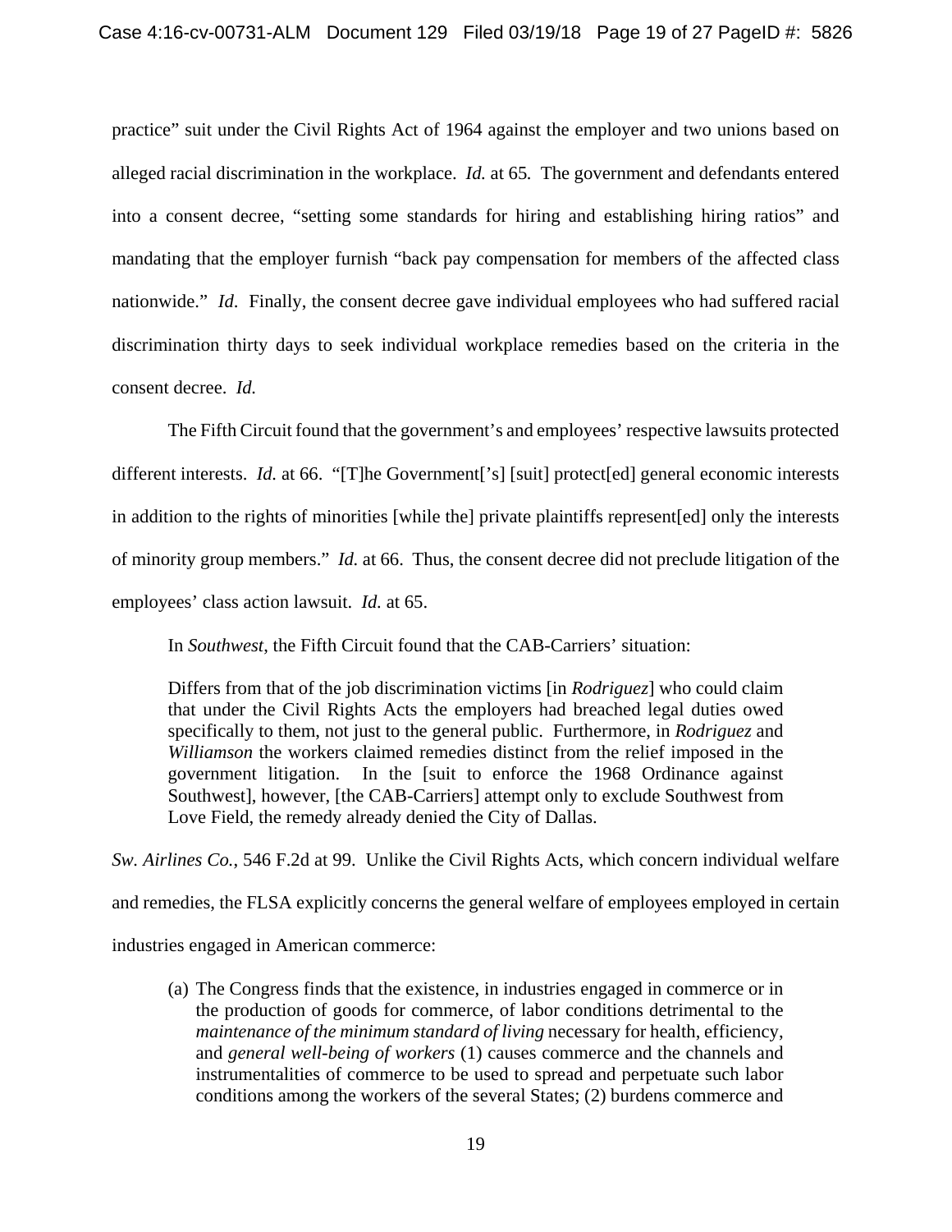practice" suit under the Civil Rights Act of 1964 against the employer and two unions based on alleged racial discrimination in the workplace. *Id.* at 65*.* The government and defendants entered into a consent decree, "setting some standards for hiring and establishing hiring ratios" and mandating that the employer furnish "back pay compensation for members of the affected class nationwide." *Id*. Finally, the consent decree gave individual employees who had suffered racial discrimination thirty days to seek individual workplace remedies based on the criteria in the consent decree. *Id.*

The Fifth Circuit found that the government's and employees' respective lawsuits protected different interests. *Id.* at 66. "[T]he Government['s] [suit] protect[ed] general economic interests in addition to the rights of minorities [while the] private plaintiffs represent[ed] only the interests of minority group members." *Id.* at 66. Thus, the consent decree did not preclude litigation of the employees' class action lawsuit. *Id.* at 65.

In *Southwest*, the Fifth Circuit found that the CAB-Carriers' situation:

> Differs from that of the job discrimination victims [in *Rodriguez*] who could claim that under the Civil Rights Acts the employers had breached legal duties owed specifically to them, not just to the general public. Furthermore, in *Rodriguez* and *Williamson* the workers claimed remedies distinct from the relief imposed in the government litigation. In the [suit to enforce the 1968 Ordinance against Southwest], however, [the CAB-Carriers] attempt only to exclude Southwest from Love Field, the remedy already denied the City of Dallas.

*Sw. Airlines Co.*, 546 F.2d at 99. Unlike the Civil Rights Acts, which concern individual welfare and remedies, the FLSA explicitly concerns the general welfare of employees employed in certain industries engaged in American commerce:

> (a) The Congress finds that the existence, in industries engaged in commerce or in the production of goods for commerce, of labor conditions detrimental to the *maintenance of the minimum standard of living* necessary for health, efficiency, and *general well-being of workers* (1) causes commerce and the channels and instrumentalities of commerce to be used to spread and perpetuate such labor conditions among the workers of the several States; (2) burdens commerce and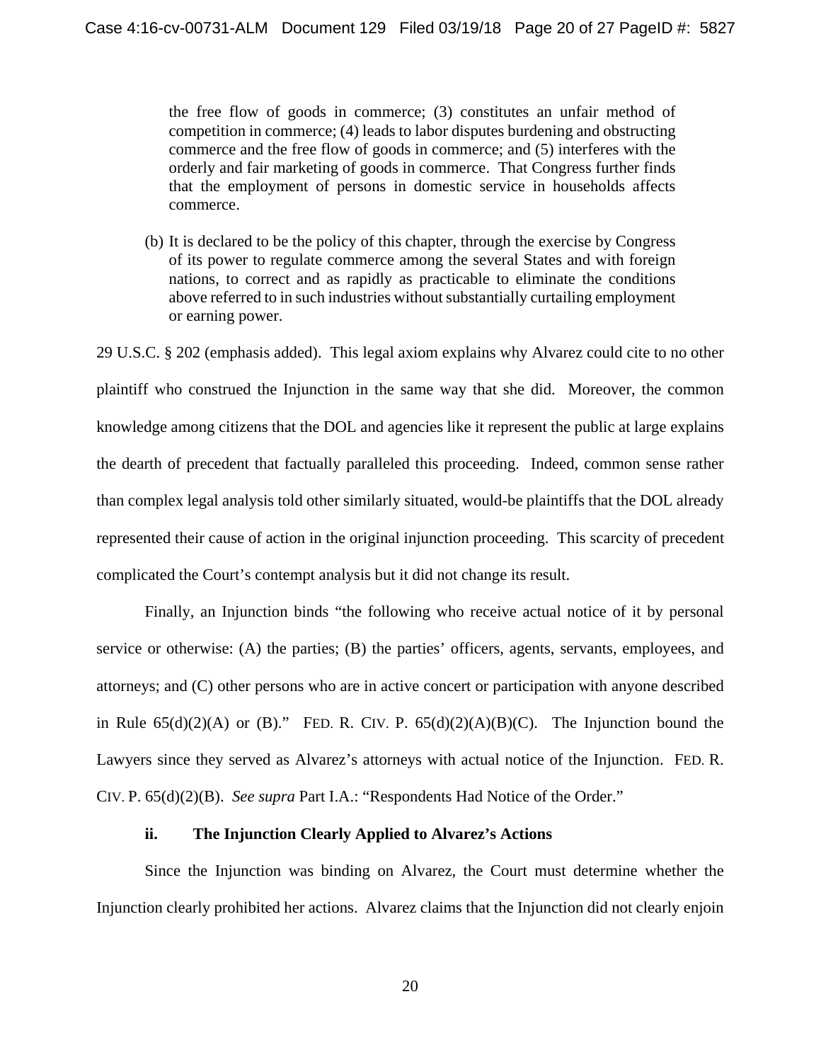> the free flow of goods in commerce; (3) constitutes an unfair method of competition in commerce; (4) leads to labor disputes burdening and obstructing commerce and the free flow of goods in commerce; and (5) interferes with the orderly and fair marketing of goods in commerce. That Congress further finds that the employment of persons in domestic service in households affects commerce.
>
> (b) It is declared to be the policy of this chapter, through the exercise by Congress of its power to regulate commerce among the several States and with foreign nations, to correct and as rapidly as practicable to eliminate the conditions above referred to in such industries without substantially curtailing employment or earning power.

29 U.S.C. § 202 (emphasis added). This legal axiom explains why Alvarez could cite to no other plaintiff who construed the Injunction in the same way that she did. Moreover, the common knowledge among citizens that the DOL and agencies like it represent the public at large explains the dearth of precedent that factually paralleled this proceeding. Indeed, common sense rather than complex legal analysis told other similarly situated, would-be plaintiffs that the DOL already represented their cause of action in the original injunction proceeding. This scarcity of precedent complicated the Court's contempt analysis but it did not change its result.

Finally, an Injunction binds "the following who receive actual notice of it by personal service or otherwise: (A) the parties; (B) the parties' officers, agents, servants, employees, and attorneys; and (C) other persons who are in active concert or participation with anyone described in Rule 65(d)(2)(A) or (B)." FED. R. CIV. P. 65(d)(2)(A)(B)(C). The Injunction bound the Lawyers since they served as Alvarez's attorneys with actual notice of the Injunction. FED. R. CIV. P. 65(d)(2)(B). *See supra* Part I.A.: "Respondents Had Notice of the Order."

**ii. The Injunction Clearly Applied to Alvarez's Actions**

Since the Injunction was binding on Alvarez, the Court must determine whether the Injunction clearly prohibited her actions. Alvarez claims that the Injunction did not clearly enjoin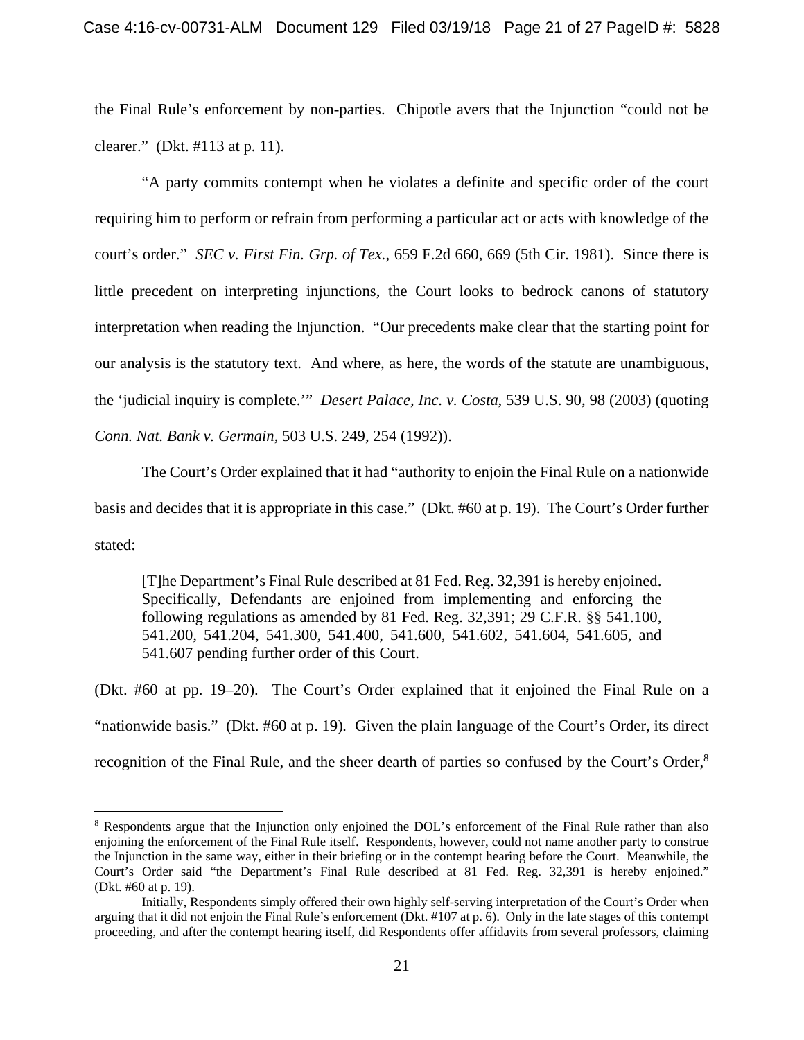the Final Rule's enforcement by non-parties. Chipotle avers that the Injunction "could not be clearer." (Dkt. #113 at p. 11).

"A party commits contempt when he violates a definite and specific order of the court requiring him to perform or refrain from performing a particular act or acts with knowledge of the court's order." *SEC v. First Fin. Grp. of Tex.*, 659 F.2d 660, 669 (5th Cir. 1981). Since there is little precedent on interpreting injunctions, the Court looks to bedrock canons of statutory interpretation when reading the Injunction. "Our precedents make clear that the starting point for our analysis is the statutory text. And where, as here, the words of the statute are unambiguous, the 'judicial inquiry is complete.'" *Desert Palace, Inc. v. Costa*, 539 U.S. 90, 98 (2003) (quoting *Conn. Nat. Bank v. Germain*, 503 U.S. 249, 254 (1992)).

The Court's Order explained that it had "authority to enjoin the Final Rule on a nationwide basis and decides that it is appropriate in this case." (Dkt. #60 at p. 19). The Court's Order further stated:

> [T]he Department's Final Rule described at 81 Fed. Reg. 32,391 is hereby enjoined. Specifically, Defendants are enjoined from implementing and enforcing the following regulations as amended by 81 Fed. Reg. 32,391; 29 C.F.R. §§ 541.100, 541.200, 541.204, 541.300, 541.400, 541.600, 541.602, 541.604, 541.605, and 541.607 pending further order of this Court.

(Dkt. #60 at pp. 19–20). The Court's Order explained that it enjoined the Final Rule on a "nationwide basis." (Dkt. #60 at p. 19). Given the plain language of the Court's Order, its direct recognition of the Final Rule, and the sheer dearth of parties so confused by the Court's Order,[8]

---

[8] Respondents argue that the Injunction only enjoined the DOL's enforcement of the Final Rule rather than also enjoining the enforcement of the Final Rule itself. Respondents, however, could not name another party to construe the Injunction in the same way, either in their briefing or in the contempt hearing before the Court. Meanwhile, the Court's Order said "the Department's Final Rule described at 81 Fed. Reg. 32,391 is hereby enjoined." (Dkt. #60 at p. 19).

Initially, Respondents simply offered their own highly self-serving interpretation of the Court's Order when arguing that it did not enjoin the Final Rule's enforcement (Dkt. #107 at p. 6). Only in the late stages of this contempt proceeding, and after the contempt hearing itself, did Respondents offer affidavits from several professors, claiming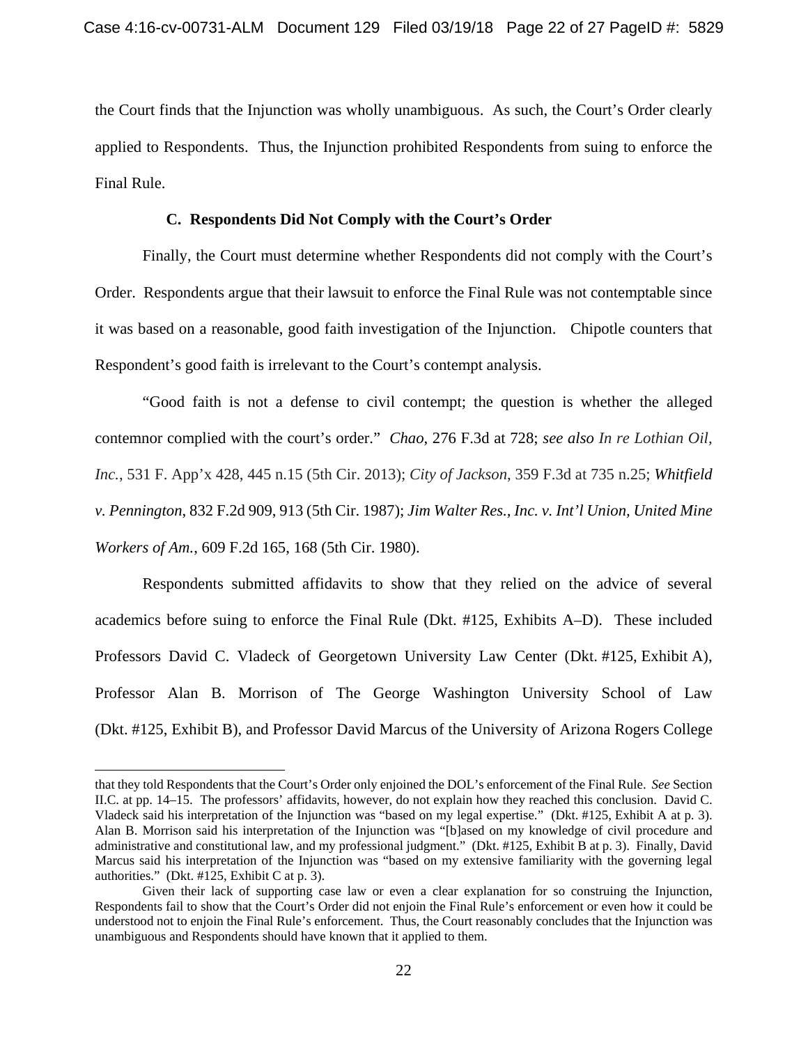the Court finds that the Injunction was wholly unambiguous. As such, the Court's Order clearly applied to Respondents. Thus, the Injunction prohibited Respondents from suing to enforce the Final Rule.

### C. Respondents Did Not Comply with the Court's Order

Finally, the Court must determine whether Respondents did not comply with the Court's Order. Respondents argue that their lawsuit to enforce the Final Rule was not contemptable since it was based on a reasonable, good faith investigation of the Injunction. Chipotle counters that Respondent's good faith is irrelevant to the Court's contempt analysis.

"Good faith is not a defense to civil contempt; the question is whether the alleged contemnor complied with the court's order." *Chao*, 276 F.3d at 728; *see also In re Lothian Oil, Inc.*, 531 F. App'x 428, 445 n.15 (5th Cir. 2013); *City of Jackson*, 359 F.3d at 735 n.25; *Whitfield v. Pennington*, 832 F.2d 909, 913 (5th Cir. 1987); *Jim Walter Res., Inc. v. Int'l Union, United Mine Workers of Am.*, 609 F.2d 165, 168 (5th Cir. 1980).

Respondents submitted affidavits to show that they relied on the advice of several academics before suing to enforce the Final Rule (Dkt. #125, Exhibits A–D). These included Professors David C. Vladeck of Georgetown University Law Center (Dkt. #125, Exhibit A), Professor Alan B. Morrison of The George Washington University School of Law (Dkt. #125, Exhibit B), and Professor David Marcus of the University of Arizona Rogers College

---

that they told Respondents that the Court's Order only enjoined the DOL's enforcement of the Final Rule. *See* Section II.C. at pp. 14–15. The professors' affidavits, however, do not explain how they reached this conclusion. David C. Vladeck said his interpretation of the Injunction was "based on my legal expertise." (Dkt. #125, Exhibit A at p. 3). Alan B. Morrison said his interpretation of the Injunction was "[b]ased on my knowledge of civil procedure and administrative and constitutional law, and my professional judgment." (Dkt. #125, Exhibit B at p. 3). Finally, David Marcus said his interpretation of the Injunction was "based on my extensive familiarity with the governing legal authorities." (Dkt. #125, Exhibit C at p. 3).

Given their lack of supporting case law or even a clear explanation for so construing the Injunction, Respondents fail to show that the Court's Order did not enjoin the Final Rule's enforcement or even how it could be understood not to enjoin the Final Rule's enforcement. Thus, the Court reasonably concludes that the Injunction was unambiguous and Respondents should have known that it applied to them.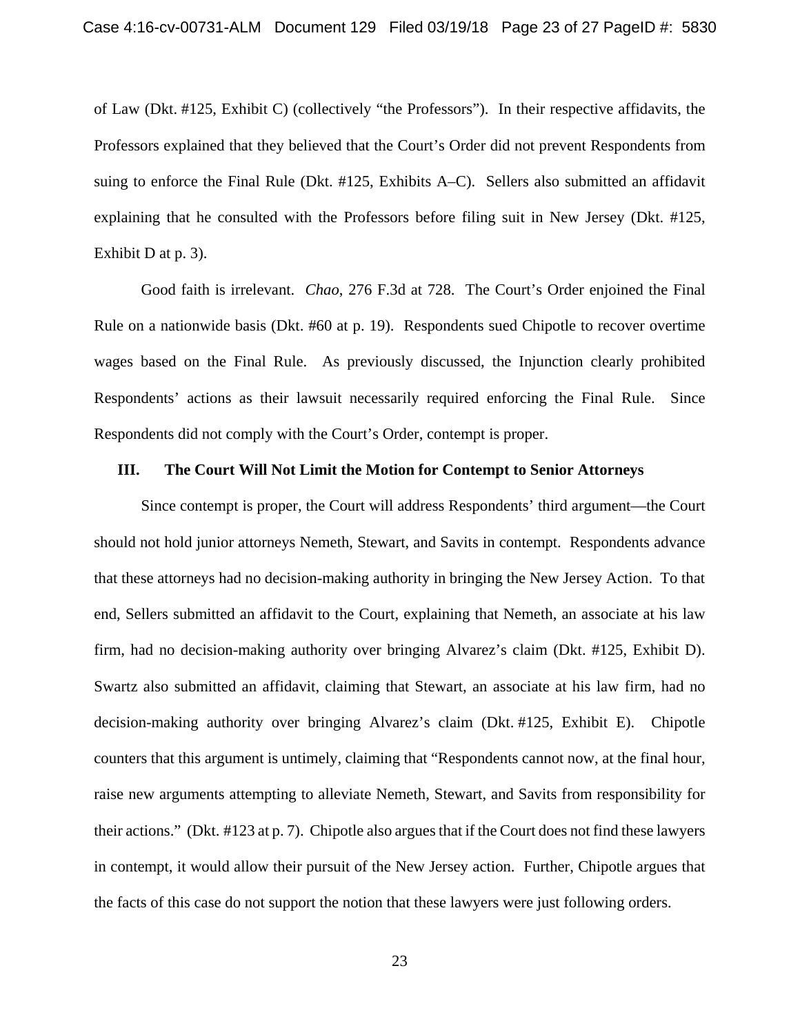of Law (Dkt. #125, Exhibit C) (collectively "the Professors"). In their respective affidavits, the Professors explained that they believed that the Court's Order did not prevent Respondents from suing to enforce the Final Rule (Dkt. #125, Exhibits A–C). Sellers also submitted an affidavit explaining that he consulted with the Professors before filing suit in New Jersey (Dkt. #125, Exhibit D at p. 3).

Good faith is irrelevant. *Chao*, 276 F.3d at 728. The Court's Order enjoined the Final Rule on a nationwide basis (Dkt. #60 at p. 19). Respondents sued Chipotle to recover overtime wages based on the Final Rule. As previously discussed, the Injunction clearly prohibited Respondents' actions as their lawsuit necessarily required enforcing the Final Rule. Since Respondents did not comply with the Court's Order, contempt is proper.

### III. The Court Will Not Limit the Motion for Contempt to Senior Attorneys

Since contempt is proper, the Court will address Respondents' third argument—the Court should not hold junior attorneys Nemeth, Stewart, and Savits in contempt. Respondents advance that these attorneys had no decision-making authority in bringing the New Jersey Action. To that end, Sellers submitted an affidavit to the Court, explaining that Nemeth, an associate at his law firm, had no decision-making authority over bringing Alvarez's claim (Dkt. #125, Exhibit D). Swartz also submitted an affidavit, claiming that Stewart, an associate at his law firm, had no decision-making authority over bringing Alvarez's claim (Dkt. #125, Exhibit E). Chipotle counters that this argument is untimely, claiming that "Respondents cannot now, at the final hour, raise new arguments attempting to alleviate Nemeth, Stewart, and Savits from responsibility for their actions." (Dkt. #123 at p. 7). Chipotle also argues that if the Court does not find these lawyers in contempt, it would allow their pursuit of the New Jersey action. Further, Chipotle argues that the facts of this case do not support the notion that these lawyers were just following orders.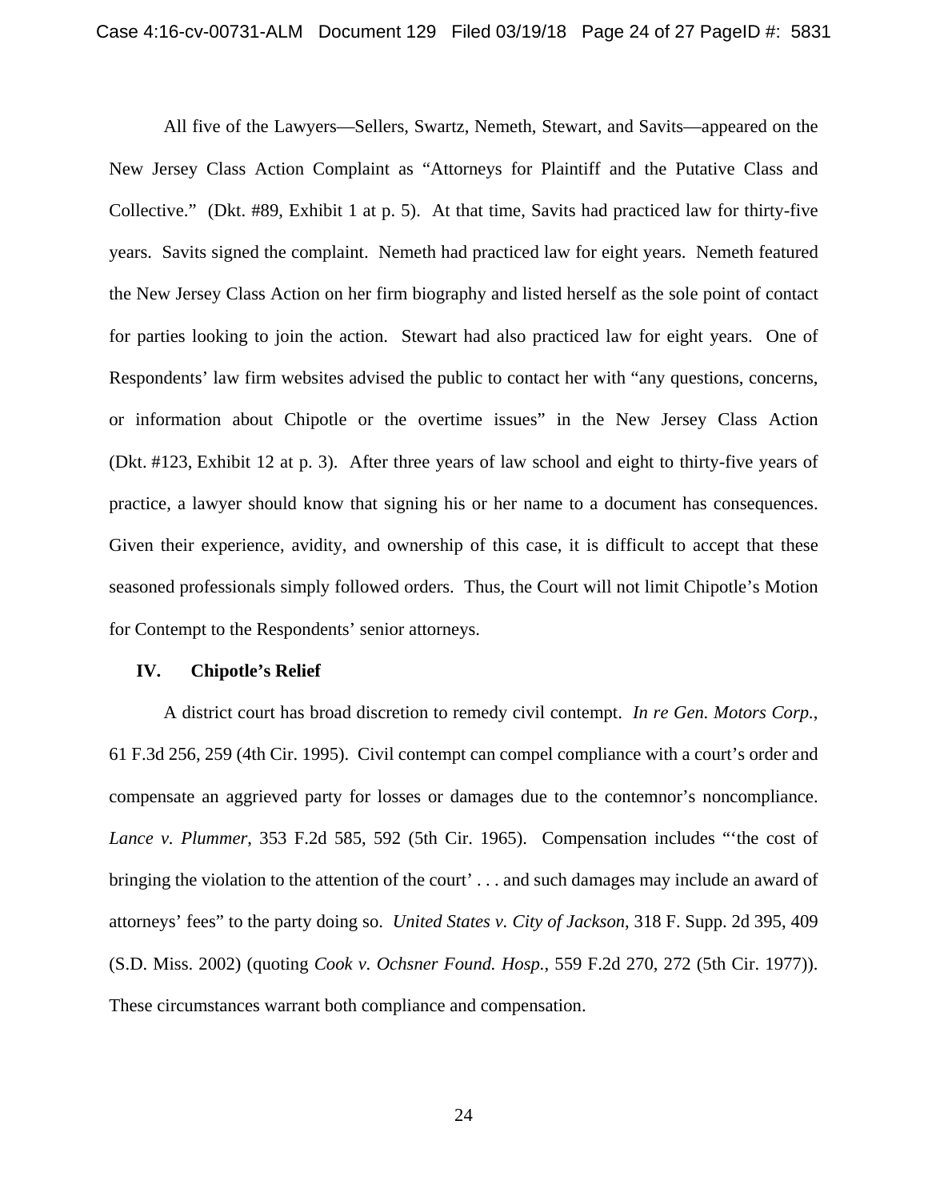All five of the Lawyers—Sellers, Swartz, Nemeth, Stewart, and Savits—appeared on the New Jersey Class Action Complaint as "Attorneys for Plaintiff and the Putative Class and Collective." (Dkt. #89, Exhibit 1 at p. 5). At that time, Savits had practiced law for thirty-five years. Savits signed the complaint. Nemeth had practiced law for eight years. Nemeth featured the New Jersey Class Action on her firm biography and listed herself as the sole point of contact for parties looking to join the action. Stewart had also practiced law for eight years. One of Respondents' law firm websites advised the public to contact her with "any questions, concerns, or information about Chipotle or the overtime issues" in the New Jersey Class Action (Dkt. #123, Exhibit 12 at p. 3). After three years of law school and eight to thirty-five years of practice, a lawyer should know that signing his or her name to a document has consequences. Given their experience, avidity, and ownership of this case, it is difficult to accept that these seasoned professionals simply followed orders. Thus, the Court will not limit Chipotle's Motion for Contempt to the Respondents' senior attorneys.

## IV. Chipotle's Relief

A district court has broad discretion to remedy civil contempt. *In re Gen. Motors Corp.*, 61 F.3d 256, 259 (4th Cir. 1995). Civil contempt can compel compliance with a court's order and compensate an aggrieved party for losses or damages due to the contemnor's noncompliance. *Lance v. Plummer*, 353 F.2d 585, 592 (5th Cir. 1965). Compensation includes "'the cost of bringing the violation to the attention of the court' . . . and such damages may include an award of attorneys' fees" to the party doing so. *United States v. City of Jackson*, 318 F. Supp. 2d 395, 409 (S.D. Miss. 2002) (quoting *Cook v. Ochsner Found. Hosp.*, 559 F.2d 270, 272 (5th Cir. 1977)). These circumstances warrant both compliance and compensation.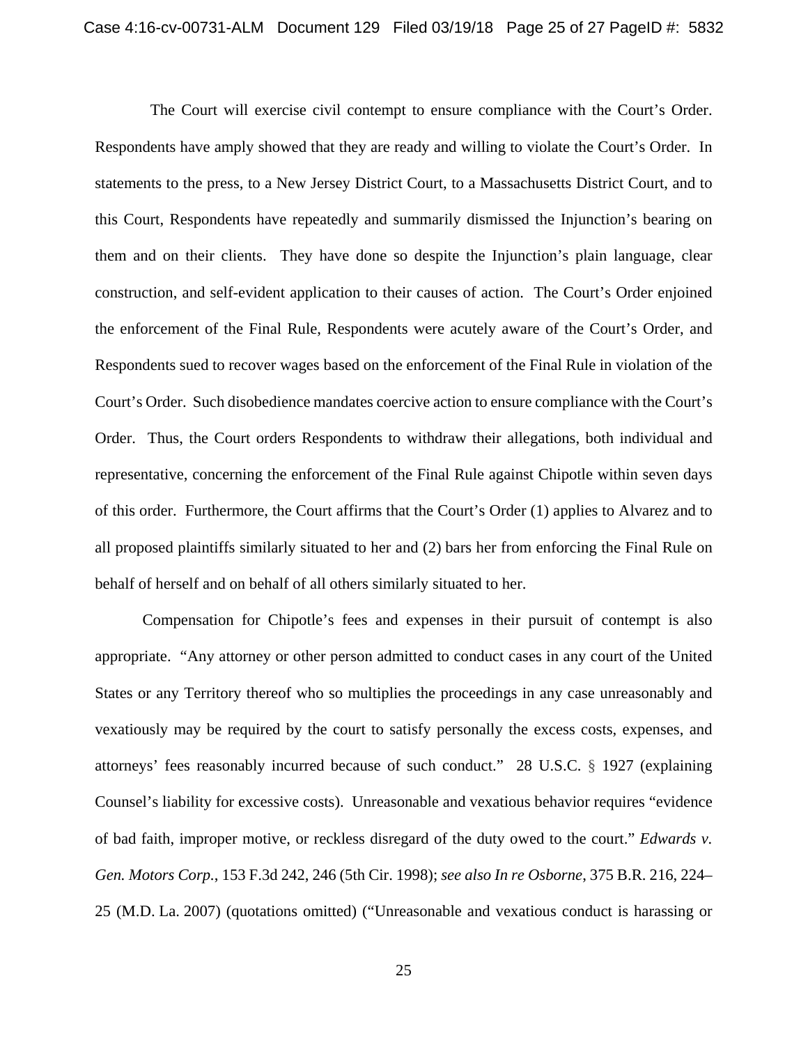The Court will exercise civil contempt to ensure compliance with the Court's Order. Respondents have amply showed that they are ready and willing to violate the Court's Order. In statements to the press, to a New Jersey District Court, to a Massachusetts District Court, and to this Court, Respondents have repeatedly and summarily dismissed the Injunction's bearing on them and on their clients. They have done so despite the Injunction's plain language, clear construction, and self-evident application to their causes of action. The Court's Order enjoined the enforcement of the Final Rule, Respondents were acutely aware of the Court's Order, and Respondents sued to recover wages based on the enforcement of the Final Rule in violation of the Court's Order. Such disobedience mandates coercive action to ensure compliance with the Court's Order. Thus, the Court orders Respondents to withdraw their allegations, both individual and representative, concerning the enforcement of the Final Rule against Chipotle within seven days of this order. Furthermore, the Court affirms that the Court's Order (1) applies to Alvarez and to all proposed plaintiffs similarly situated to her and (2) bars her from enforcing the Final Rule on behalf of herself and on behalf of all others similarly situated to her.

Compensation for Chipotle's fees and expenses in their pursuit of contempt is also appropriate. "Any attorney or other person admitted to conduct cases in any court of the United States or any Territory thereof who so multiplies the proceedings in any case unreasonably and vexatiously may be required by the court to satisfy personally the excess costs, expenses, and attorneys' fees reasonably incurred because of such conduct." 28 U.S.C. § 1927 (explaining Counsel's liability for excessive costs). Unreasonable and vexatious behavior requires "evidence of bad faith, improper motive, or reckless disregard of the duty owed to the court." *Edwards v. Gen. Motors Corp.*, 153 F.3d 242, 246 (5th Cir. 1998); *see also In re Osborne*, 375 B.R. 216, 224–25 (M.D. La. 2007) (quotations omitted) ("Unreasonable and vexatious conduct is harassing or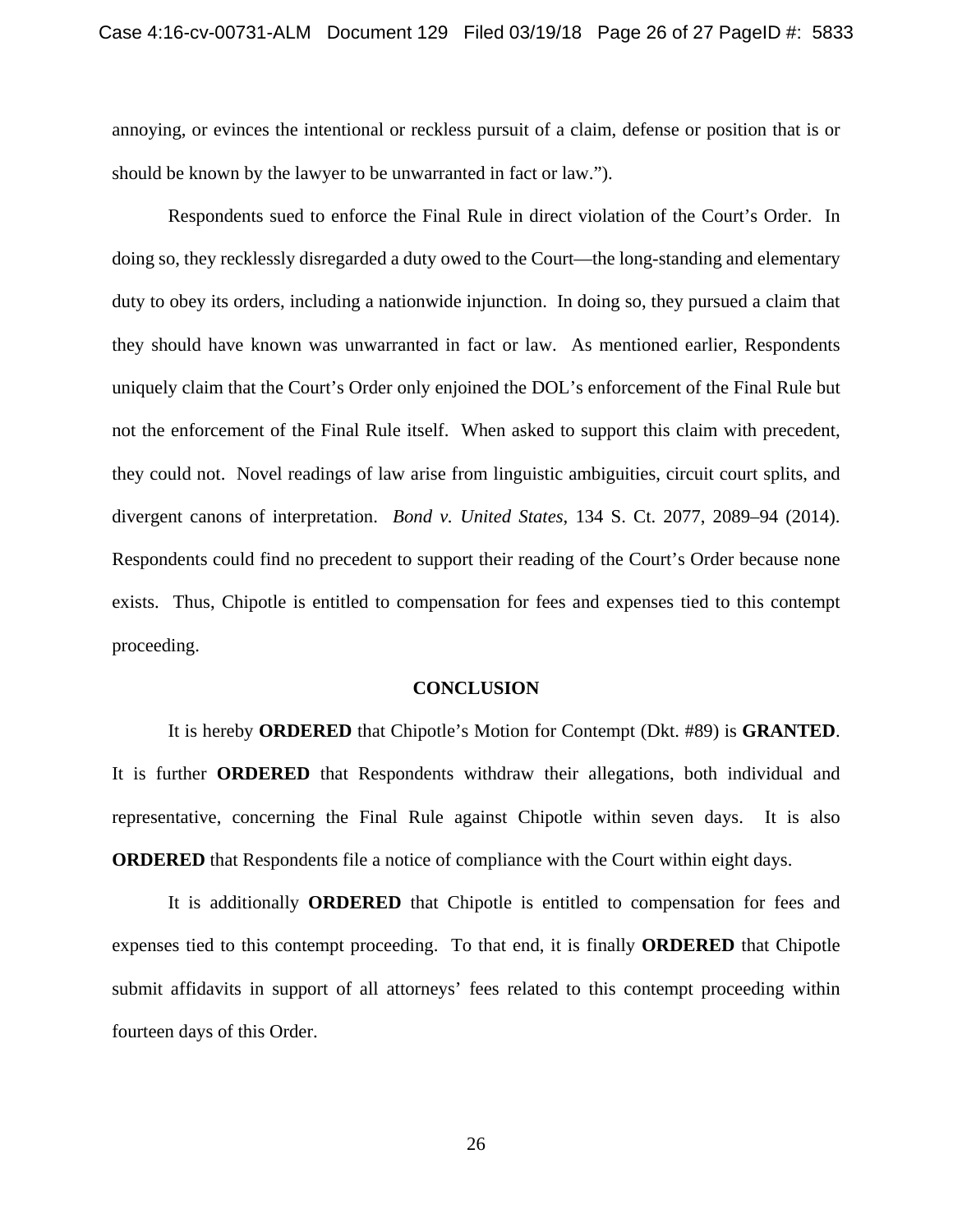annoying, or evinces the intentional or reckless pursuit of a claim, defense or position that is or should be known by the lawyer to be unwarranted in fact or law.").

Respondents sued to enforce the Final Rule in direct violation of the Court's Order. In doing so, they recklessly disregarded a duty owed to the Court—the long-standing and elementary duty to obey its orders, including a nationwide injunction. In doing so, they pursued a claim that they should have known was unwarranted in fact or law. As mentioned earlier, Respondents uniquely claim that the Court's Order only enjoined the DOL's enforcement of the Final Rule but not the enforcement of the Final Rule itself. When asked to support this claim with precedent, they could not. Novel readings of law arise from linguistic ambiguities, circuit court splits, and divergent canons of interpretation. *Bond v. United States*, 134 S. Ct. 2077, 2089–94 (2014). Respondents could find no precedent to support their reading of the Court's Order because none exists. Thus, Chipotle is entitled to compensation for fees and expenses tied to this contempt proceeding.

## CONCLUSION

It is hereby **ORDERED** that Chipotle's Motion for Contempt (Dkt. #89) is **GRANTED**. It is further **ORDERED** that Respondents withdraw their allegations, both individual and representative, concerning the Final Rule against Chipotle within seven days. It is also **ORDERED** that Respondents file a notice of compliance with the Court within eight days.

It is additionally **ORDERED** that Chipotle is entitled to compensation for fees and expenses tied to this contempt proceeding. To that end, it is finally **ORDERED** that Chipotle submit affidavits in support of all attorneys' fees related to this contempt proceeding within fourteen days of this Order.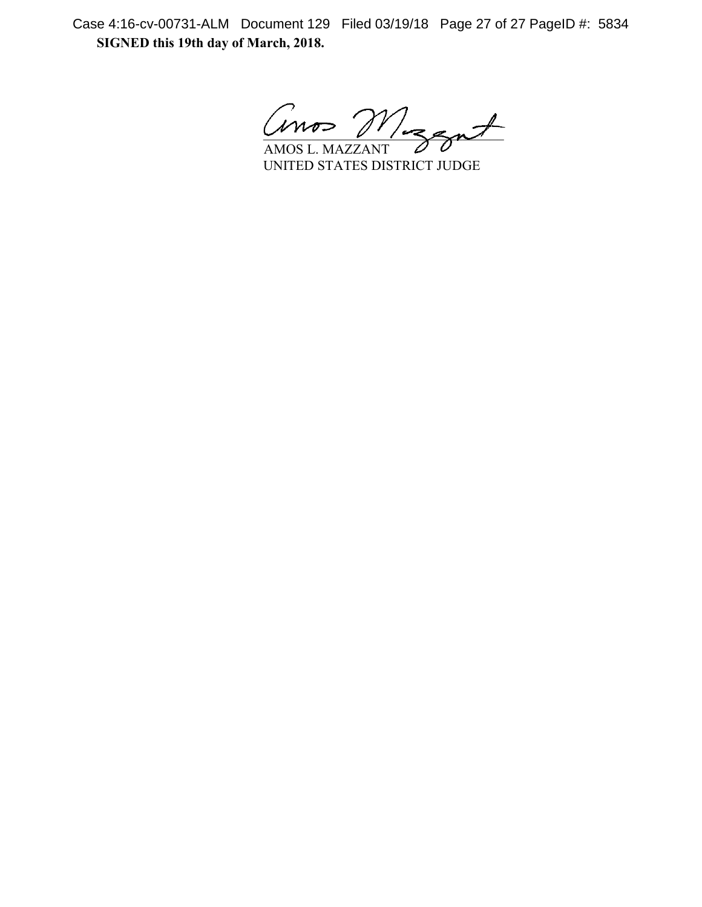**SIGNED this 19th day of March, 2018.**

AMOS L. MAZZANT
UNITED STATES DISTRICT JUDGE